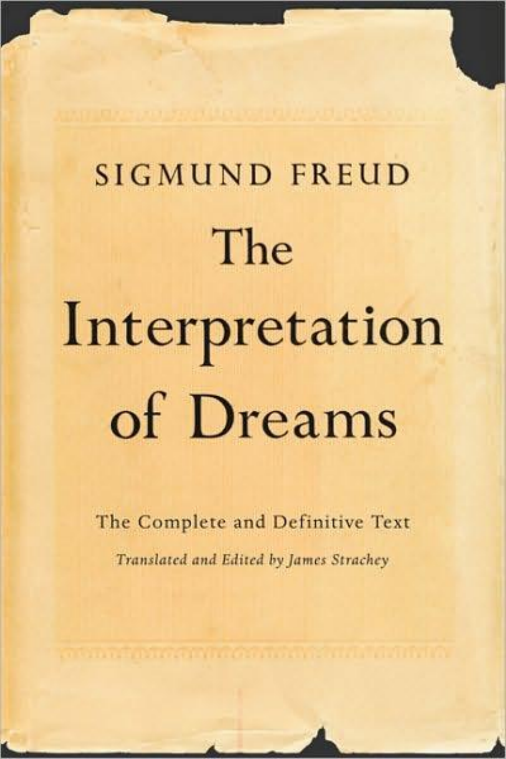SIGMUND FREUD

# The Interpretation of Dreams

The Complete and Definitive Text

*Translated and Edited by James Strachey*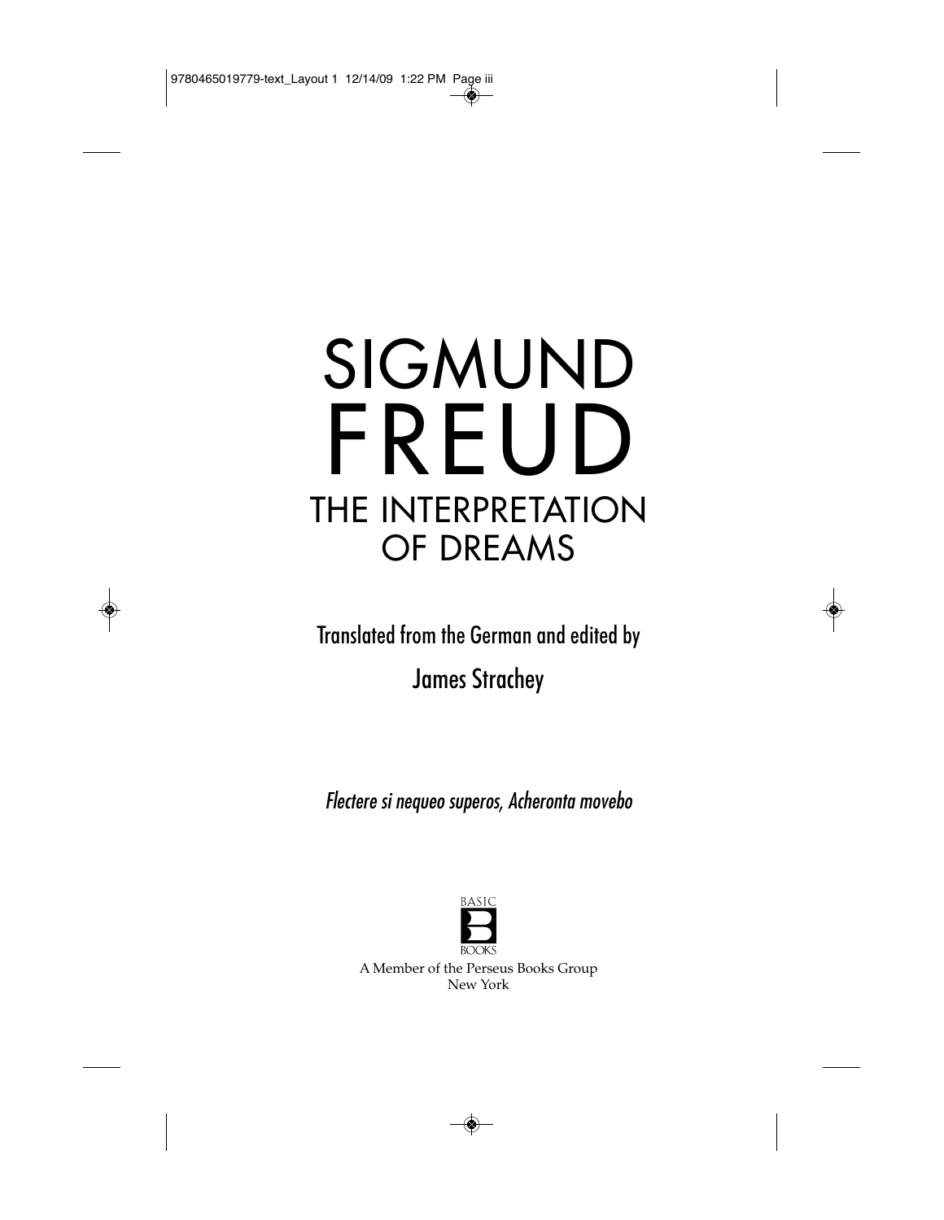# SIGMUND FREUD

# THE INTERPRETATION OF DREAMS

Translated from the German and edited by

James Strachey

*Flectere si nequeo superos, Acheronta movebo*

BASIC BOOKS

A Member of the Perseus Books Group
New York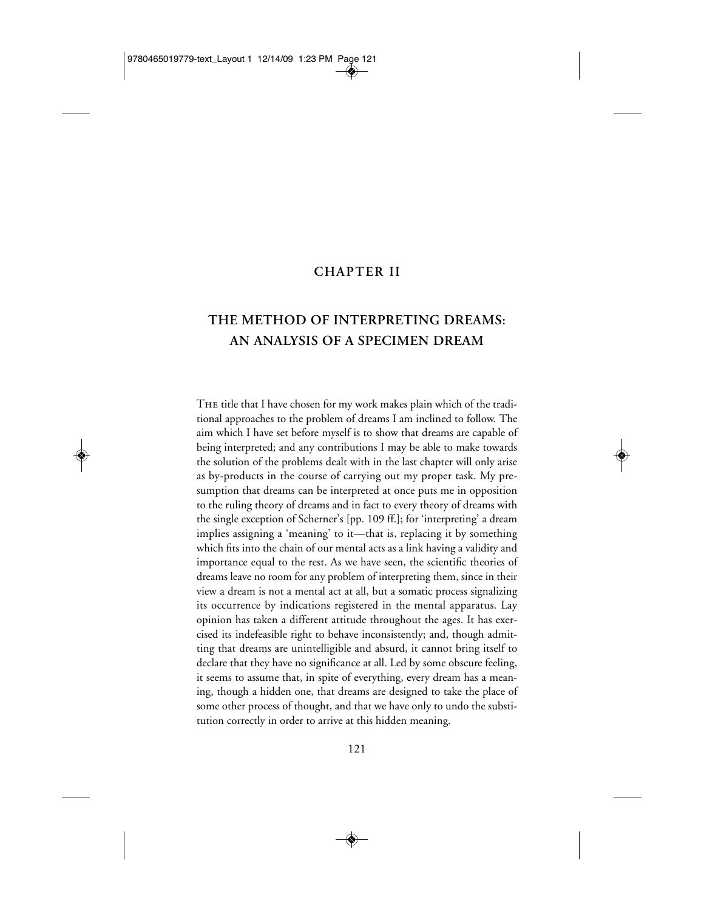# CHAPTER II

## THE METHOD OF INTERPRETING DREAMS: AN ANALYSIS OF A SPECIMEN DREAM

The title that I have chosen for my work makes plain which of the traditional approaches to the problem of dreams I am inclined to follow. The aim which I have set before myself is to show that dreams are capable of being interpreted; and any contributions I may be able to make towards the solution of the problems dealt with in the last chapter will only arise as by-products in the course of carrying out my proper task. My presumption that dreams can be interpreted at once puts me in opposition to the ruling theory of dreams and in fact to every theory of dreams with the single exception of Scherner's [pp. 109 ff.]; for 'interpreting' a dream implies assigning a 'meaning' to it—that is, replacing it by something which fits into the chain of our mental acts as a link having a validity and importance equal to the rest. As we have seen, the scientific theories of dreams leave no room for any problem of interpreting them, since in their view a dream is not a mental act at all, but a somatic process signalizing its occurrence by indications registered in the mental apparatus. Lay opinion has taken a different attitude throughout the ages. It has exercised its indefeasible right to behave inconsistently; and, though admitting that dreams are unintelligible and absurd, it cannot bring itself to declare that they have no significance at all. Led by some obscure feeling, it seems to assume that, in spite of everything, every dream has a meaning, though a hidden one, that dreams are designed to take the place of some other process of thought, and that we have only to undo the substitution correctly in order to arrive at this hidden meaning.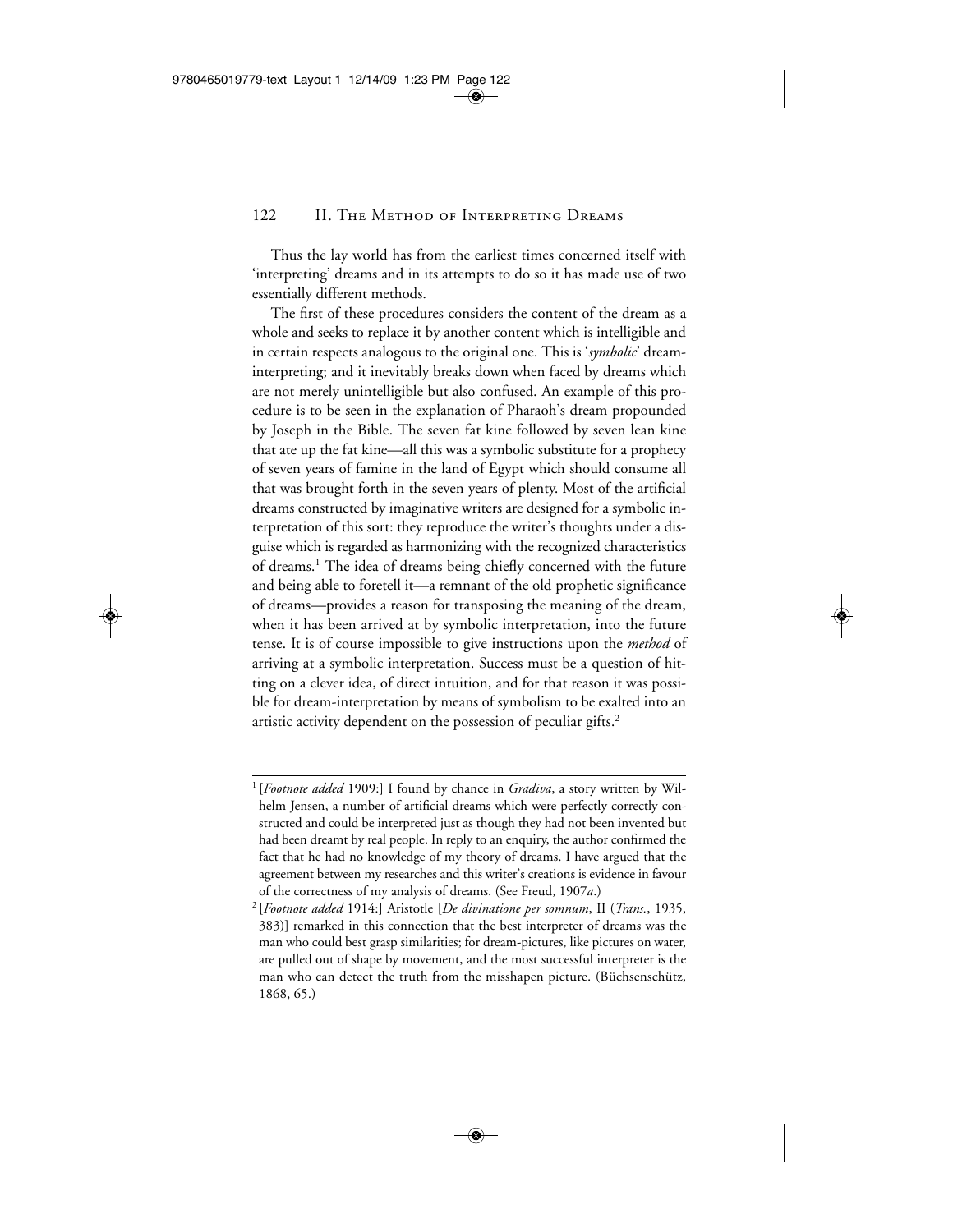Thus the lay world has from the earliest times concerned itself with 'interpreting' dreams and in its attempts to do so it has made use of two essentially different methods.

The first of these procedures considers the content of the dream as a whole and seeks to replace it by another content which is intelligible and in certain respects analogous to the original one. This is '*symbolic*' dream-interpreting; and it inevitably breaks down when faced by dreams which are not merely unintelligible but also confused. An example of this procedure is to be seen in the explanation of Pharaoh's dream propounded by Joseph in the Bible. The seven fat kine followed by seven lean kine that ate up the fat kine—all this was a symbolic substitute for a prophecy of seven years of famine in the land of Egypt which should consume all that was brought forth in the seven years of plenty. Most of the artificial dreams constructed by imaginative writers are designed for a symbolic interpretation of this sort: they reproduce the writer's thoughts under a disguise which is regarded as harmonizing with the recognized characteristics of dreams.[1] The idea of dreams being chiefly concerned with the future and being able to foretell it—a remnant of the old prophetic significance of dreams—provides a reason for transposing the meaning of the dream, when it has been arrived at by symbolic interpretation, into the future tense. It is of course impossible to give instructions upon the *method* of arriving at a symbolic interpretation. Success must be a question of hitting on a clever idea, of direct intuition, and for that reason it was possible for dream-interpretation by means of symbolism to be exalted into an artistic activity dependent on the possession of peculiar gifts.[2]

---

[1] [*Footnote added* 1909:] I found by chance in *Gradiva*, a story written by Wilhelm Jensen, a number of artificial dreams which were perfectly correctly constructed and could be interpreted just as though they had not been invented but had been dreamt by real people. In reply to an enquiry, the author confirmed the fact that he had no knowledge of my theory of dreams. I have argued that the agreement between my researches and this writer's creations is evidence in favour of the correctness of my analysis of dreams. (See Freud, 1907*a*.)

[2] [*Footnote added* 1914:] Aristotle [*De divinatione per somnum*, II (*Trans.*, 1935, 383)] remarked in this connection that the best interpreter of dreams was the man who could best grasp similarities; for dream-pictures, like pictures on water, are pulled out of shape by movement, and the most successful interpreter is the man who can detect the truth from the misshapen picture. (Büchsenschütz, 1868, 65.)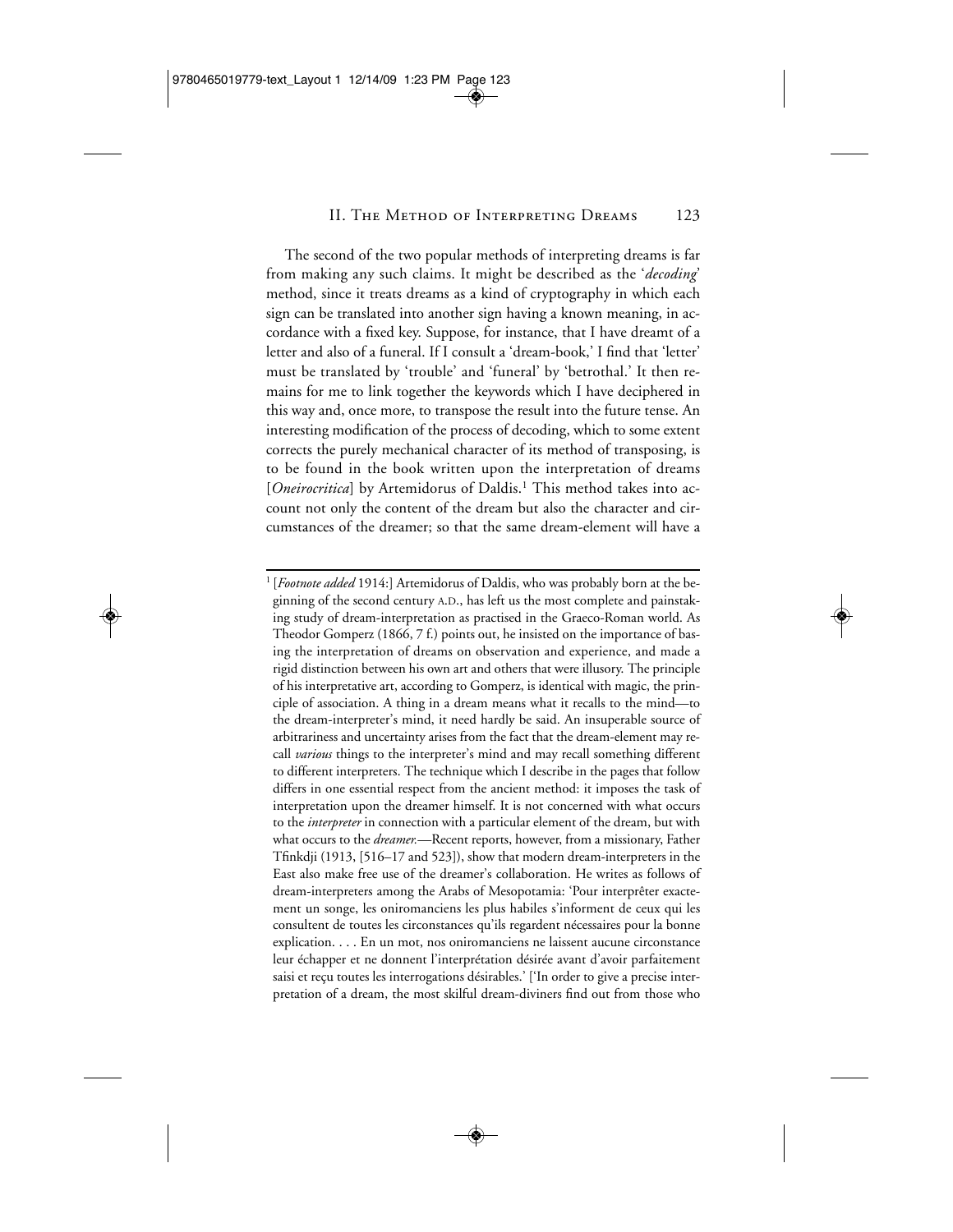The second of the two popular methods of interpreting dreams is far from making any such claims. It might be described as the '*decoding*' method, since it treats dreams as a kind of cryptography in which each sign can be translated into another sign having a known meaning, in accordance with a fixed key. Suppose, for instance, that I have dreamt of a letter and also of a funeral. If I consult a 'dream-book,' I find that 'letter' must be translated by 'trouble' and 'funeral' by 'betrothal.' It then remains for me to link together the keywords which I have deciphered in this way and, once more, to transpose the result into the future tense. An interesting modification of the process of decoding, which to some extent corrects the purely mechanical character of its method of transposing, is to be found in the book written upon the interpretation of dreams [*Oneirocritica*] by Artemidorus of Daldis.[1] This method takes into account not only the content of the dream but also the character and circumstances of the dreamer; so that the same dream-element will have a

---

[1] [*Footnote added* 1914:] Artemidorus of Daldis, who was probably born at the beginning of the second century A.D., has left us the most complete and painstaking study of dream-interpretation as practised in the Graeco-Roman world. As Theodor Gomperz (1866, 7 f.) points out, he insisted on the importance of basing the interpretation of dreams on observation and experience, and made a rigid distinction between his own art and others that were illusory. The principle of his interpretative art, according to Gomperz, is identical with magic, the principle of association. A thing in a dream means what it recalls to the mind—to the dream-interpreter's mind, it need hardly be said. An insuperable source of arbitrariness and uncertainty arises from the fact that the dream-element may recall *various* things to the interpreter's mind and may recall something different to different interpreters. The technique which I describe in the pages that follow differs in one essential respect from the ancient method: it imposes the task of interpretation upon the dreamer himself. It is not concerned with what occurs to the *interpreter* in connection with a particular element of the dream, but with what occurs to the *dreamer.*—Recent reports, however, from a missionary, Father Tfinkdji (1913, [516–17 and 523]), show that modern dream-interpreters in the East also make free use of the dreamer's collaboration. He writes as follows of dream-interpreters among the Arabs of Mesopotamia: 'Pour interprêter exactement un songe, les oniromanciens les plus habiles s'informent de ceux qui les consultent de toutes les circonstances qu'ils regardent nécessaires pour la bonne explication. . . . En un mot, nos oniromanciens ne laissent aucune circonstance leur échapper et ne donnent l'interprétation désirée avant d'avoir parfaitement saisi et reçu toutes les interrogations désirables.' ['In order to give a precise interpretation of a dream, the most skilful dream-diviners find out from those who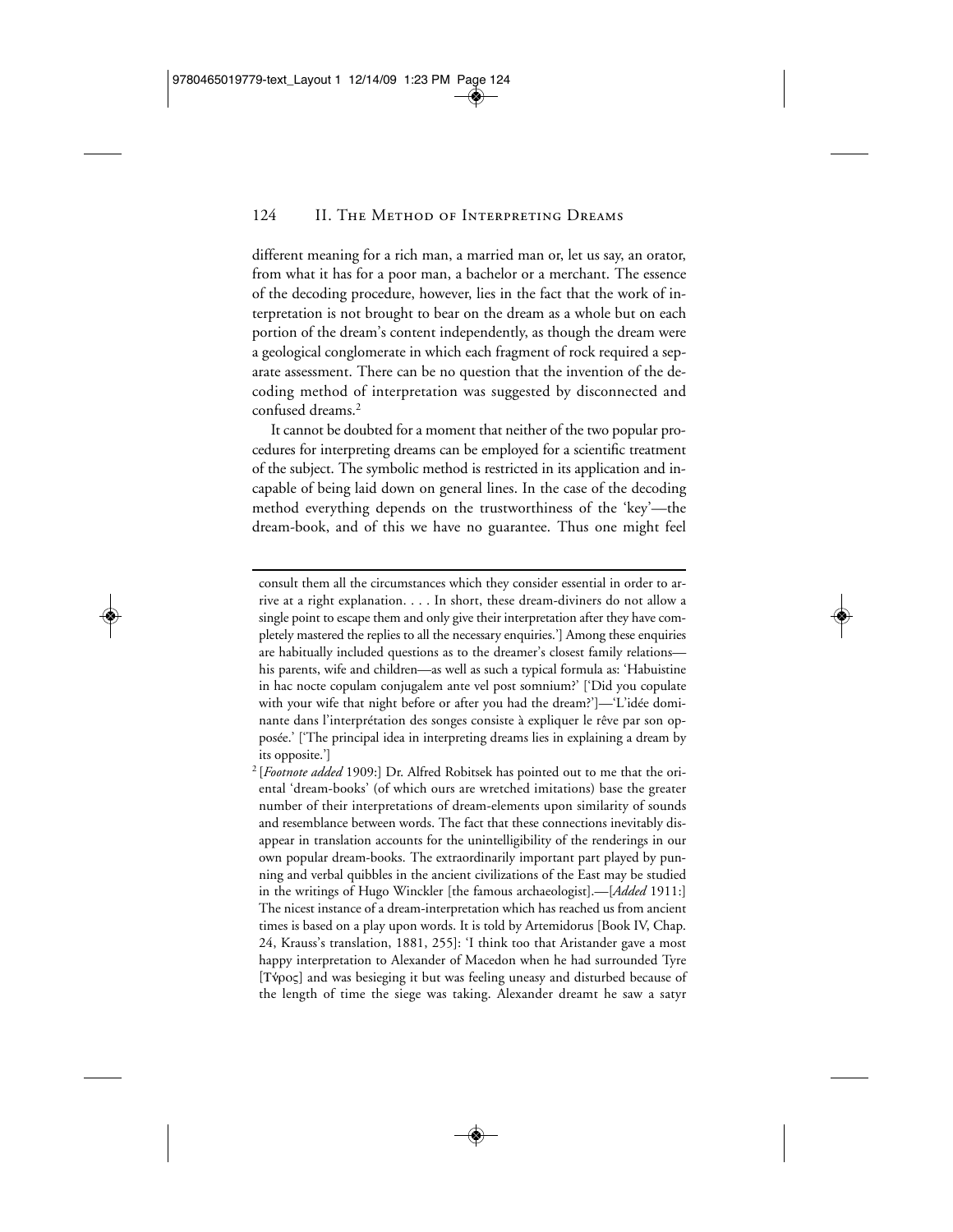different meaning for a rich man, a married man or, let us say, an orator, from what it has for a poor man, a bachelor or a merchant. The essence of the decoding procedure, however, lies in the fact that the work of interpretation is not brought to bear on the dream as a whole but on each portion of the dream's content independently, as though the dream were a geological conglomerate in which each fragment of rock required a separate assessment. There can be no question that the invention of the decoding method of interpretation was suggested by disconnected and confused dreams.[2]

It cannot be doubted for a moment that neither of the two popular procedures for interpreting dreams can be employed for a scientific treatment of the subject. The symbolic method is restricted in its application and incapable of being laid down on general lines. In the case of the decoding method everything depends on the trustworthiness of the 'key'—the dream-book, and of this we have no guarantee. Thus one might feel

---

consult them all the circumstances which they consider essential in order to arrive at a right explanation. . . . In short, these dream-diviners do not allow a single point to escape them and only give their interpretation after they have completely mastered the replies to all the necessary enquiries.'] Among these enquiries are habitually included questions as to the dreamer's closest family relations—his parents, wife and children—as well as such a typical formula as: 'Habuistine in hac nocte copulam conjugalem ante vel post somnium?' ['Did you copulate with your wife that night before or after you had the dream?']—'L'idée dominante dans l'interprétation des songes consiste à expliquer le rêve par son opposée.' ['The principal idea in interpreting dreams lies in explaining a dream by its opposite.']

[2] [*Footnote added* 1909:] Dr. Alfred Robitsek has pointed out to me that the oriental 'dream-books' (of which ours are wretched imitations) base the greater number of their interpretations of dream-elements upon similarity of sounds and resemblance between words. The fact that these connections inevitably disappear in translation accounts for the unintelligibility of the renderings in our own popular dream-books. The extraordinarily important part played by punning and verbal quibbles in the ancient civilizations of the East may be studied in the writings of Hugo Winckler [the famous archaeologist].—[*Added* 1911:] The nicest instance of a dream-interpretation which has reached us from ancient times is based on a play upon words. It is told by Artemidorus [Book IV, Chap. 24, Krauss's translation, 1881, 255]: 'I think too that Aristander gave a most happy interpretation to Alexander of Macedon when he had surrounded Tyre [Τύρος] and was besieging it but was feeling uneasy and disturbed because of the length of time the siege was taking. Alexander dreamt he saw a satyr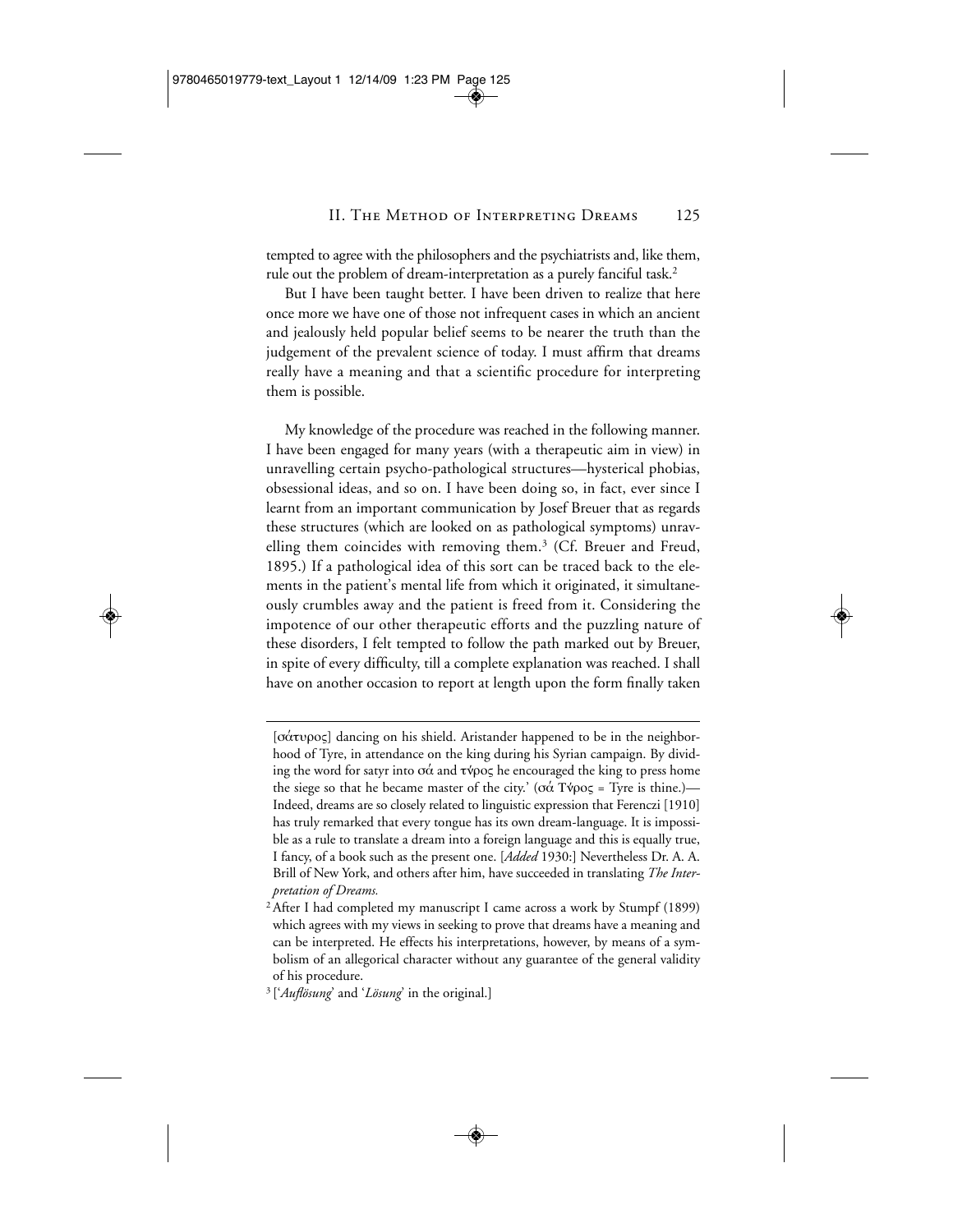tempted to agree with the philosophers and the psychiatrists and, like them, rule out the problem of dream-interpretation as a purely fanciful task.[2]

But I have been taught better. I have been driven to realize that here once more we have one of those not infrequent cases in which an ancient and jealously held popular belief seems to be nearer the truth than the judgement of the prevalent science of today. I must affirm that dreams really have a meaning and that a scientific procedure for interpreting them is possible.

My knowledge of the procedure was reached in the following manner. I have been engaged for many years (with a therapeutic aim in view) in unravelling certain psycho-pathological structures—hysterical phobias, obsessional ideas, and so on. I have been doing so, in fact, ever since I learnt from an important communication by Josef Breuer that as regards these structures (which are looked on as pathological symptoms) unravelling them coincides with removing them.[3] (Cf. Breuer and Freud, 1895.) If a pathological idea of this sort can be traced back to the elements in the patient's mental life from which it originated, it simultaneously crumbles away and the patient is freed from it. Considering the impotence of our other therapeutic efforts and the puzzling nature of these disorders, I felt tempted to follow the path marked out by Breuer, in spite of every difficulty, till a complete explanation was reached. I shall have on another occasion to report at length upon the form finally taken

---

[σάτυρος] dancing on his shield. Aristander happened to be in the neighborhood of Tyre, in attendance on the king during his Syrian campaign. By dividing the word for satyr into σά and τύρος he encouraged the king to press home the siege so that he became master of the city.' (σά Τύρος = Tyre is thine.)—Indeed, dreams are so closely related to linguistic expression that Ferenczi [1910] has truly remarked that every tongue has its own dream-language. It is impossible as a rule to translate a dream into a foreign language and this is equally true, I fancy, of a book such as the present one. [*Added* 1930:] Nevertheless Dr. A. A. Brill of New York, and others after him, have succeeded in translating *The Interpretation of Dreams.*

[2] After I had completed my manuscript I came across a work by Stumpf (1899) which agrees with my views in seeking to prove that dreams have a meaning and can be interpreted. He effects his interpretations, however, by means of a symbolism of an allegorical character without any guarantee of the general validity of his procedure.

[3] ['*Auflösung*' and '*Lösung*' in the original.]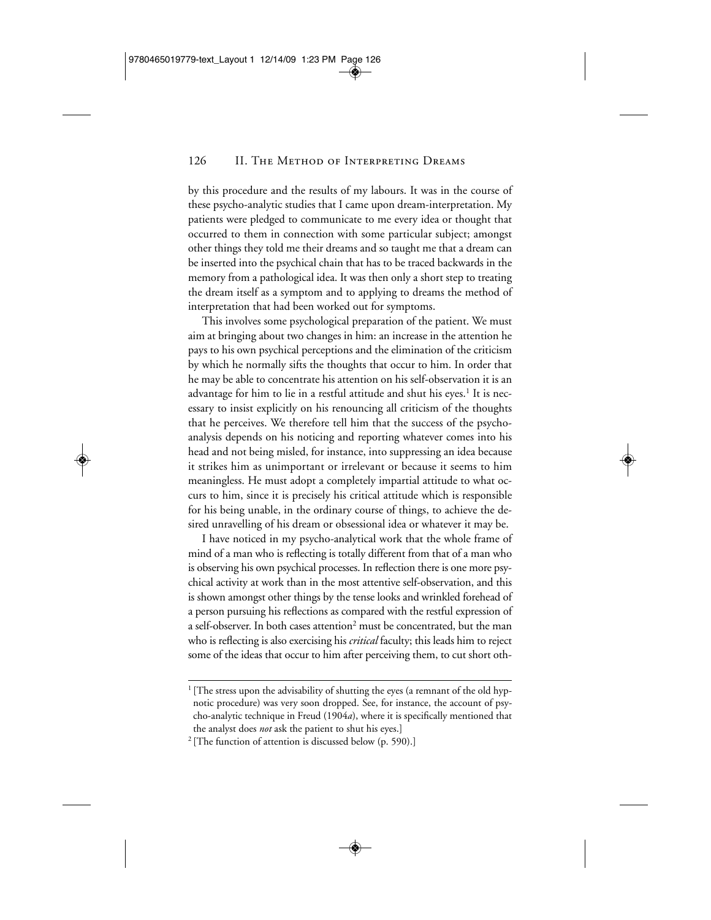by this procedure and the results of my labours. It was in the course of these psycho-analytic studies that I came upon dream-interpretation. My patients were pledged to communicate to me every idea or thought that occurred to them in connection with some particular subject; amongst other things they told me their dreams and so taught me that a dream can be inserted into the psychical chain that has to be traced backwards in the memory from a pathological idea. It was then only a short step to treating the dream itself as a symptom and to applying to dreams the method of interpretation that had been worked out for symptoms.

This involves some psychological preparation of the patient. We must aim at bringing about two changes in him: an increase in the attention he pays to his own psychical perceptions and the elimination of the criticism by which he normally sifts the thoughts that occur to him. In order that he may be able to concentrate his attention on his self-observation it is an advantage for him to lie in a restful attitude and shut his eyes.[1] It is necessary to insist explicitly on his renouncing all criticism of the thoughts that he perceives. We therefore tell him that the success of the psycho-analysis depends on his noticing and reporting whatever comes into his head and not being misled, for instance, into suppressing an idea because it strikes him as unimportant or irrelevant or because it seems to him meaningless. He must adopt a completely impartial attitude to what occurs to him, since it is precisely his critical attitude which is responsible for his being unable, in the ordinary course of things, to achieve the desired unravelling of his dream or obsessional idea or whatever it may be.

I have noticed in my psycho-analytical work that the whole frame of mind of a man who is reflecting is totally different from that of a man who is observing his own psychical processes. In reflection there is one more psychical activity at work than in the most attentive self-observation, and this is shown amongst other things by the tense looks and wrinkled forehead of a person pursuing his reflections as compared with the restful expression of a self-observer. In both cases attention[2] must be concentrated, but the man who is reflecting is also exercising his *critical* faculty; this leads him to reject some of the ideas that occur to him after perceiving them, to cut short oth-

---

[1] [The stress upon the advisability of shutting the eyes (a remnant of the old hypnotic procedure) was very soon dropped. See, for instance, the account of psycho-analytic technique in Freud (1904*a*), where it is specifically mentioned that the analyst does *not* ask the patient to shut his eyes.]

[2] [The function of attention is discussed below (p. 590).]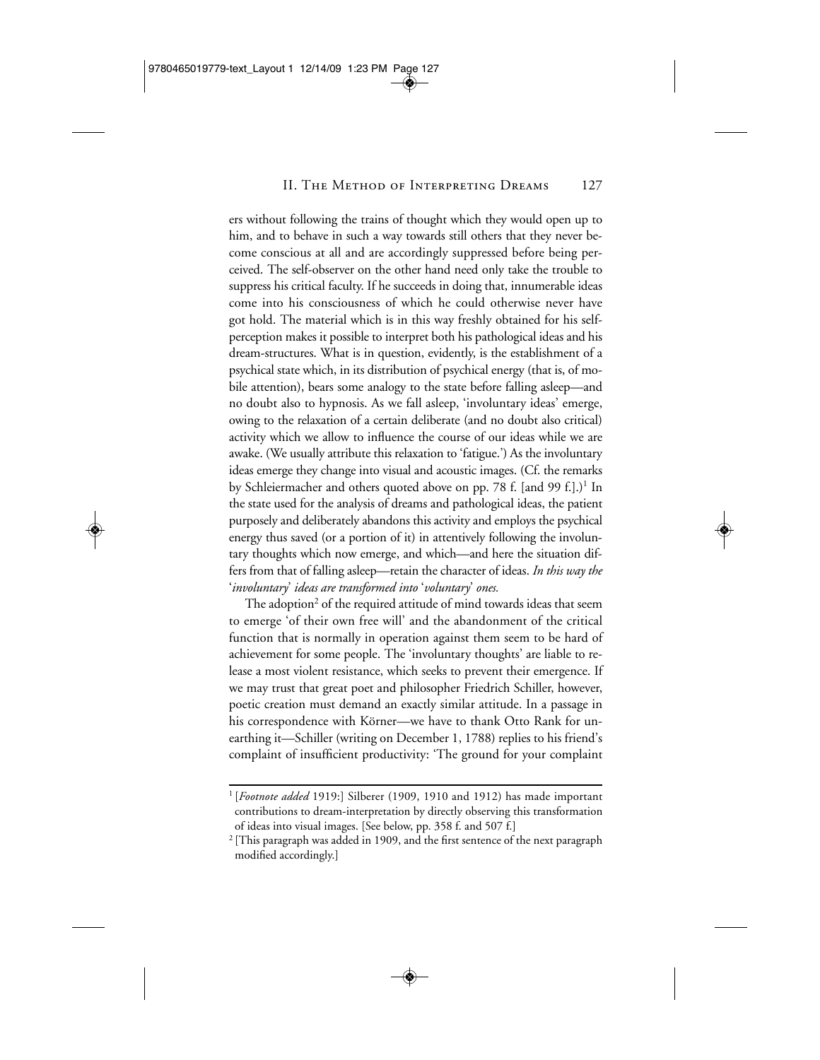ers without following the trains of thought which they would open up to him, and to behave in such a way towards still others that they never become conscious at all and are accordingly suppressed before being perceived. The self-observer on the other hand need only take the trouble to suppress his critical faculty. If he succeeds in doing that, innumerable ideas come into his consciousness of which he could otherwise never have got hold. The material which is in this way freshly obtained for his self-perception makes it possible to interpret both his pathological ideas and his dream-structures. What is in question, evidently, is the establishment of a psychical state which, in its distribution of psychical energy (that is, of mobile attention), bears some analogy to the state before falling asleep—and no doubt also to hypnosis. As we fall asleep, 'involuntary ideas' emerge, owing to the relaxation of a certain deliberate (and no doubt also critical) activity which we allow to influence the course of our ideas while we are awake. (We usually attribute this relaxation to 'fatigue.') As the involuntary ideas emerge they change into visual and acoustic images. (Cf. the remarks by Schleiermacher and others quoted above on pp. 78 f. [and 99 f.].)[1] In the state used for the analysis of dreams and pathological ideas, the patient purposely and deliberately abandons this activity and employs the psychical energy thus saved (or a portion of it) in attentively following the involuntary thoughts which now emerge, and which—and here the situation differs from that of falling asleep—retain the character of ideas. *In this way the 'involuntary' ideas are transformed into 'voluntary' ones.*

The adoption[2] of the required attitude of mind towards ideas that seem to emerge 'of their own free will' and the abandonment of the critical function that is normally in operation against them seem to be hard of achievement for some people. The 'involuntary thoughts' are liable to release a most violent resistance, which seeks to prevent their emergence. If we may trust that great poet and philosopher Friedrich Schiller, however, poetic creation must demand an exactly similar attitude. In a passage in his correspondence with Körner—we have to thank Otto Rank for unearthing it—Schiller (writing on December 1, 1788) replies to his friend's complaint of insufficient productivity: 'The ground for your complaint

---

[1] [*Footnote added* 1919:] Silberer (1909, 1910 and 1912) has made important contributions to dream-interpretation by directly observing this transformation of ideas into visual images. [See below, pp. 358 f. and 507 f.]

[2] [This paragraph was added in 1909, and the first sentence of the next paragraph modified accordingly.]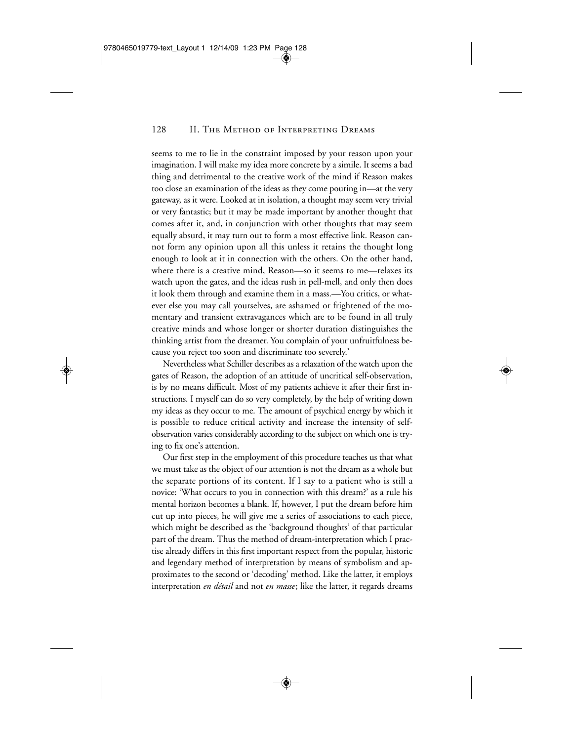seems to me to lie in the constraint imposed by your reason upon your imagination. I will make my idea more concrete by a simile. It seems a bad thing and detrimental to the creative work of the mind if Reason makes too close an examination of the ideas as they come pouring in—at the very gateway, as it were. Looked at in isolation, a thought may seem very trivial or very fantastic; but it may be made important by another thought that comes after it, and, in conjunction with other thoughts that may seem equally absurd, it may turn out to form a most effective link. Reason cannot form any opinion upon all this unless it retains the thought long enough to look at it in connection with the others. On the other hand, where there is a creative mind, Reason—so it seems to me—relaxes its watch upon the gates, and the ideas rush in pell-mell, and only then does it look them through and examine them in a mass.—You critics, or whatever else you may call yourselves, are ashamed or frightened of the momentary and transient extravagances which are to be found in all truly creative minds and whose longer or shorter duration distinguishes the thinking artist from the dreamer. You complain of your unfruitfulness because you reject too soon and discriminate too severely.'

Nevertheless what Schiller describes as a relaxation of the watch upon the gates of Reason, the adoption of an attitude of uncritical self-observation, is by no means difficult. Most of my patients achieve it after their first instructions. I myself can do so very completely, by the help of writing down my ideas as they occur to me. The amount of psychical energy by which it is possible to reduce critical activity and increase the intensity of self-observation varies considerably according to the subject on which one is trying to fix one's attention.

Our first step in the employment of this procedure teaches us that what we must take as the object of our attention is not the dream as a whole but the separate portions of its content. If I say to a patient who is still a novice: 'What occurs to you in connection with this dream?' as a rule his mental horizon becomes a blank. If, however, I put the dream before him cut up into pieces, he will give me a series of associations to each piece, which might be described as the 'background thoughts' of that particular part of the dream. Thus the method of dream-interpretation which I practise already differs in this first important respect from the popular, historic and legendary method of interpretation by means of symbolism and approximates to the second or 'decoding' method. Like the latter, it employs interpretation *en détail* and not *en masse*; like the latter, it regards dreams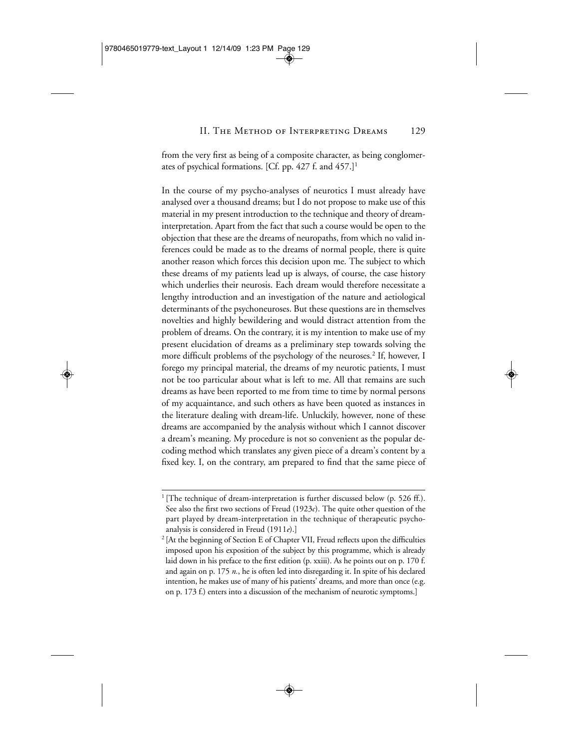from the very first as being of a composite character, as being conglomerates of psychical formations. [Cf. pp. 427 f. and 457.][1]

In the course of my psycho-analyses of neurotics I must already have analysed over a thousand dreams; but I do not propose to make use of this material in my present introduction to the technique and theory of dream-interpretation. Apart from the fact that such a course would be open to the objection that these are the dreams of neuropaths, from which no valid inferences could be made as to the dreams of normal people, there is quite another reason which forces this decision upon me. The subject to which these dreams of my patients lead up is always, of course, the case history which underlies their neurosis. Each dream would therefore necessitate a lengthy introduction and an investigation of the nature and aetiological determinants of the psychoneuroses. But these questions are in themselves novelties and highly bewildering and would distract attention from the problem of dreams. On the contrary, it is my intention to make use of my present elucidation of dreams as a preliminary step towards solving the more difficult problems of the psychology of the neuroses.[2] If, however, I forego my principal material, the dreams of my neurotic patients, I must not be too particular about what is left to me. All that remains are such dreams as have been reported to me from time to time by normal persons of my acquaintance, and such others as have been quoted as instances in the literature dealing with dream-life. Unluckily, however, none of these dreams are accompanied by the analysis without which I cannot discover a dream's meaning. My procedure is not so convenient as the popular decoding method which translates any given piece of a dream's content by a fixed key. I, on the contrary, am prepared to find that the same piece of

---

[1] [The technique of dream-interpretation is further discussed below (p. 526 ff.). See also the first two sections of Freud (1923*c*). The quite other question of the part played by dream-interpretation in the technique of therapeutic psycho-analysis is considered in Freud (1911*e*).]

[2] [At the beginning of Section E of Chapter VII, Freud reflects upon the difficulties imposed upon his exposition of the subject by this programme, which is already laid down in his preface to the first edition (p. xxiii). As he points out on p. 170 f. and again on p. 175 *n.*, he is often led into disregarding it. In spite of his declared intention, he makes use of many of his patients' dreams, and more than once (e.g. on p. 173 f.) enters into a discussion of the mechanism of neurotic symptoms.]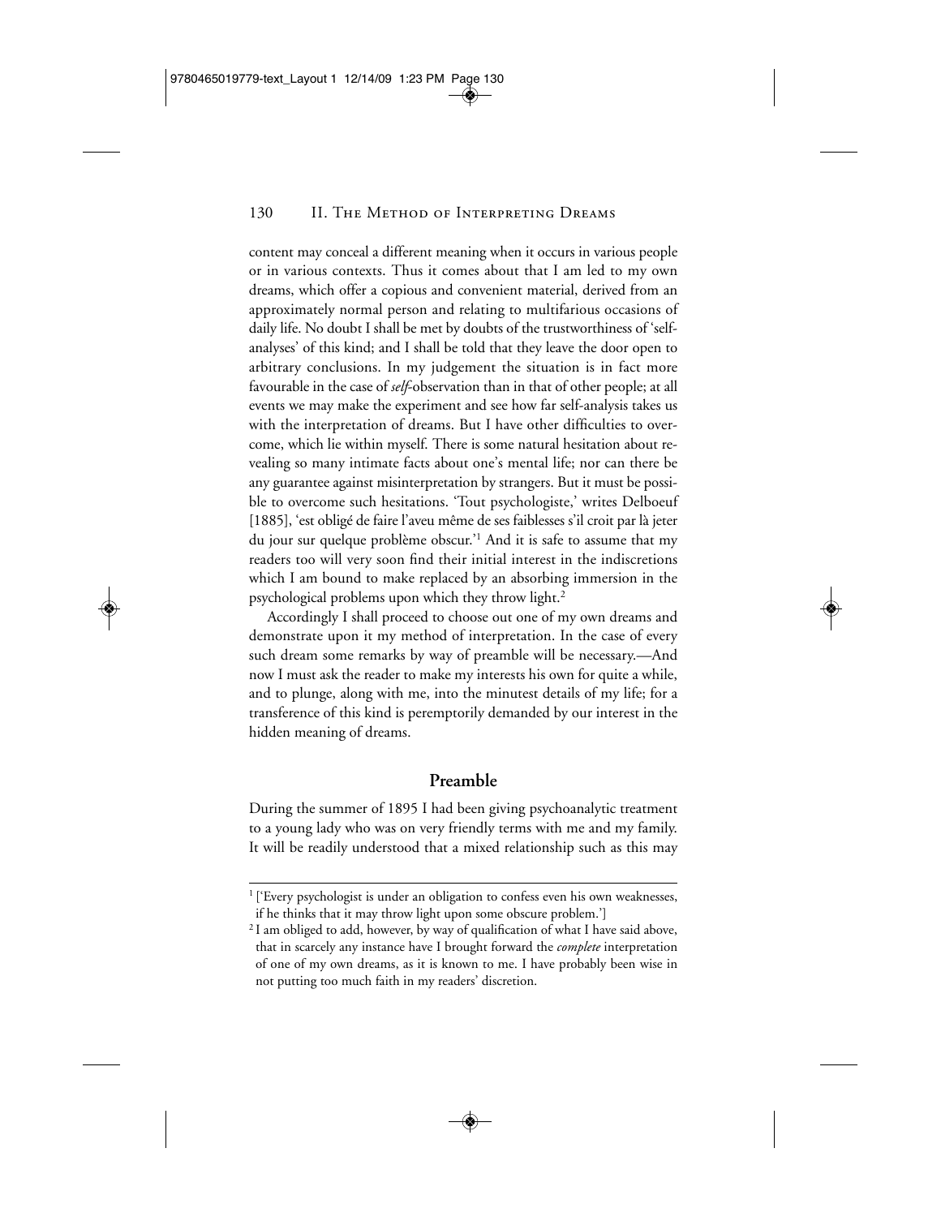content may conceal a different meaning when it occurs in various people or in various contexts. Thus it comes about that I am led to my own dreams, which offer a copious and convenient material, derived from an approximately normal person and relating to multifarious occasions of daily life. No doubt I shall be met by doubts of the trustworthiness of 'self-analyses' of this kind; and I shall be told that they leave the door open to arbitrary conclusions. In my judgement the situation is in fact more favourable in the case of *self*-observation than in that of other people; at all events we may make the experiment and see how far self-analysis takes us with the interpretation of dreams. But I have other difficulties to overcome, which lie within myself. There is some natural hesitation about revealing so many intimate facts about one's mental life; nor can there be any guarantee against misinterpretation by strangers. But it must be possible to overcome such hesitations. 'Tout psychologiste,' writes Delboeuf [1885], 'est obligé de faire l'aveu même de ses faiblesses s'il croit par là jeter du jour sur quelque problème obscur.'[1] And it is safe to assume that my readers too will very soon find their initial interest in the indiscretions which I am bound to make replaced by an absorbing immersion in the psychological problems upon which they throw light.[2]

Accordingly I shall proceed to choose out one of my own dreams and demonstrate upon it my method of interpretation. In the case of every such dream some remarks by way of preamble will be necessary.—And now I must ask the reader to make my interests his own for quite a while, and to plunge, along with me, into the minutest details of my life; for a transference of this kind is peremptorily demanded by our interest in the hidden meaning of dreams.

## Preamble

During the summer of 1895 I had been giving psychoanalytic treatment to a young lady who was on very friendly terms with me and my family. It will be readily understood that a mixed relationship such as this may

---

[1] ['Every psychologist is under an obligation to confess even his own weaknesses, if he thinks that it may throw light upon some obscure problem.']

[2] I am obliged to add, however, by way of qualification of what I have said above, that in scarcely any instance have I brought forward the *complete* interpretation of one of my own dreams, as it is known to me. I have probably been wise in not putting too much faith in my readers' discretion.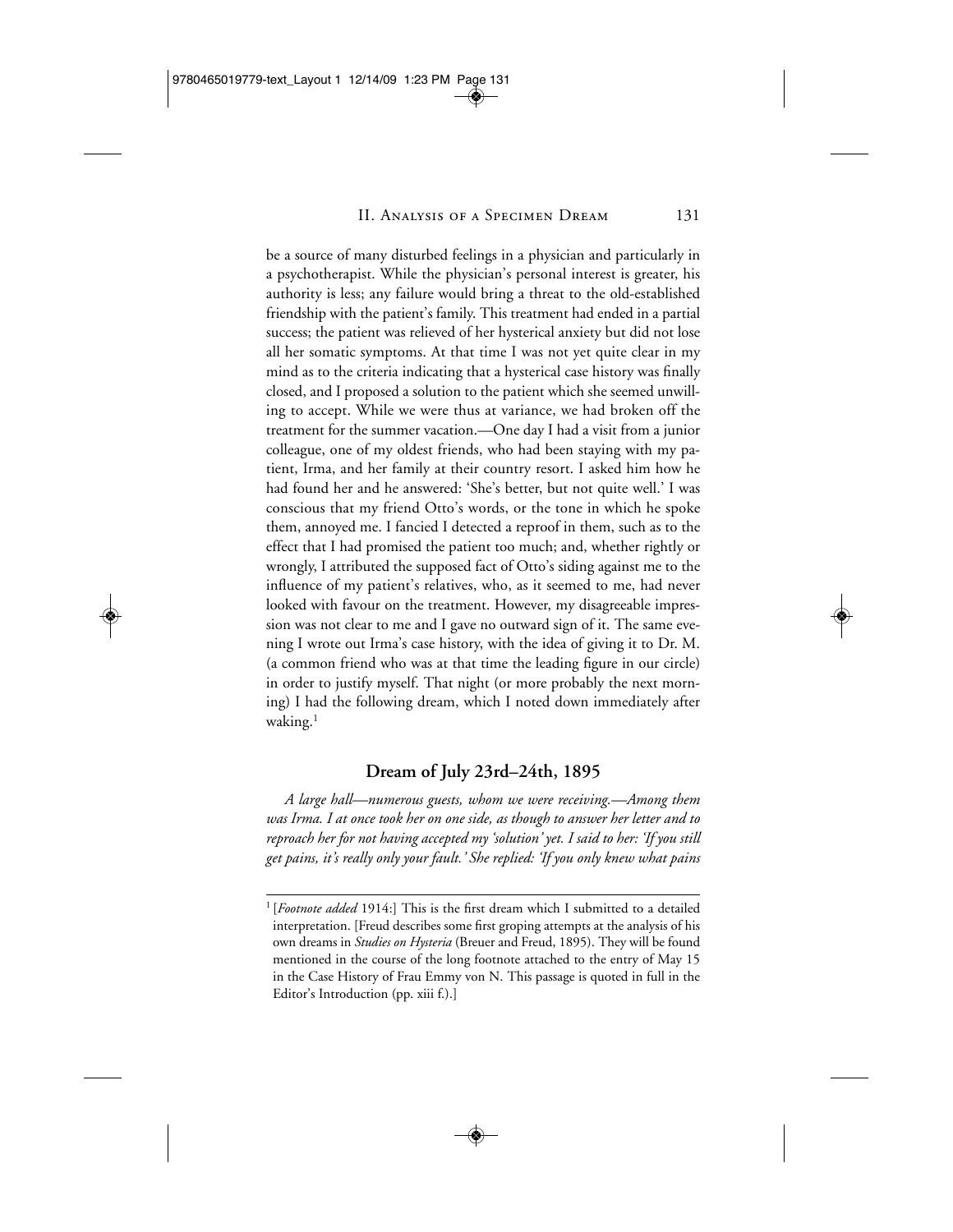be a source of many disturbed feelings in a physician and particularly in a psychotherapist. While the physician's personal interest is greater, his authority is less; any failure would bring a threat to the old-established friendship with the patient's family. This treatment had ended in a partial success; the patient was relieved of her hysterical anxiety but did not lose all her somatic symptoms. At that time I was not yet quite clear in my mind as to the criteria indicating that a hysterical case history was finally closed, and I proposed a solution to the patient which she seemed unwilling to accept. While we were thus at variance, we had broken off the treatment for the summer vacation.—One day I had a visit from a junior colleague, one of my oldest friends, who had been staying with my patient, Irma, and her family at their country resort. I asked him how he had found her and he answered: 'She's better, but not quite well.' I was conscious that my friend Otto's words, or the tone in which he spoke them, annoyed me. I fancied I detected a reproof in them, such as to the effect that I had promised the patient too much; and, whether rightly or wrongly, I attributed the supposed fact of Otto's siding against me to the influence of my patient's relatives, who, as it seemed to me, had never looked with favour on the treatment. However, my disagreeable impression was not clear to me and I gave no outward sign of it. The same evening I wrote out Irma's case history, with the idea of giving it to Dr. M. (a common friend who was at that time the leading figure in our circle) in order to justify myself. That night (or more probably the next morning) I had the following dream, which I noted down immediately after waking.[1]

## Dream of July 23rd–24th, 1895

*A large hall—numerous guests, whom we were receiving.—Among them was Irma. I at once took her on one side, as though to answer her letter and to reproach her for not having accepted my 'solution' yet. I said to her: 'If you still get pains, it's really only your fault.' She replied: 'If you only knew what pains*

---

[1] [*Footnote added* 1914:] This is the first dream which I submitted to a detailed interpretation. [Freud describes some first groping attempts at the analysis of his own dreams in *Studies on Hysteria* (Breuer and Freud, 1895). They will be found mentioned in the course of the long footnote attached to the entry of May 15 in the Case History of Frau Emmy von N. This passage is quoted in full in the Editor's Introduction (pp. xiii f.).]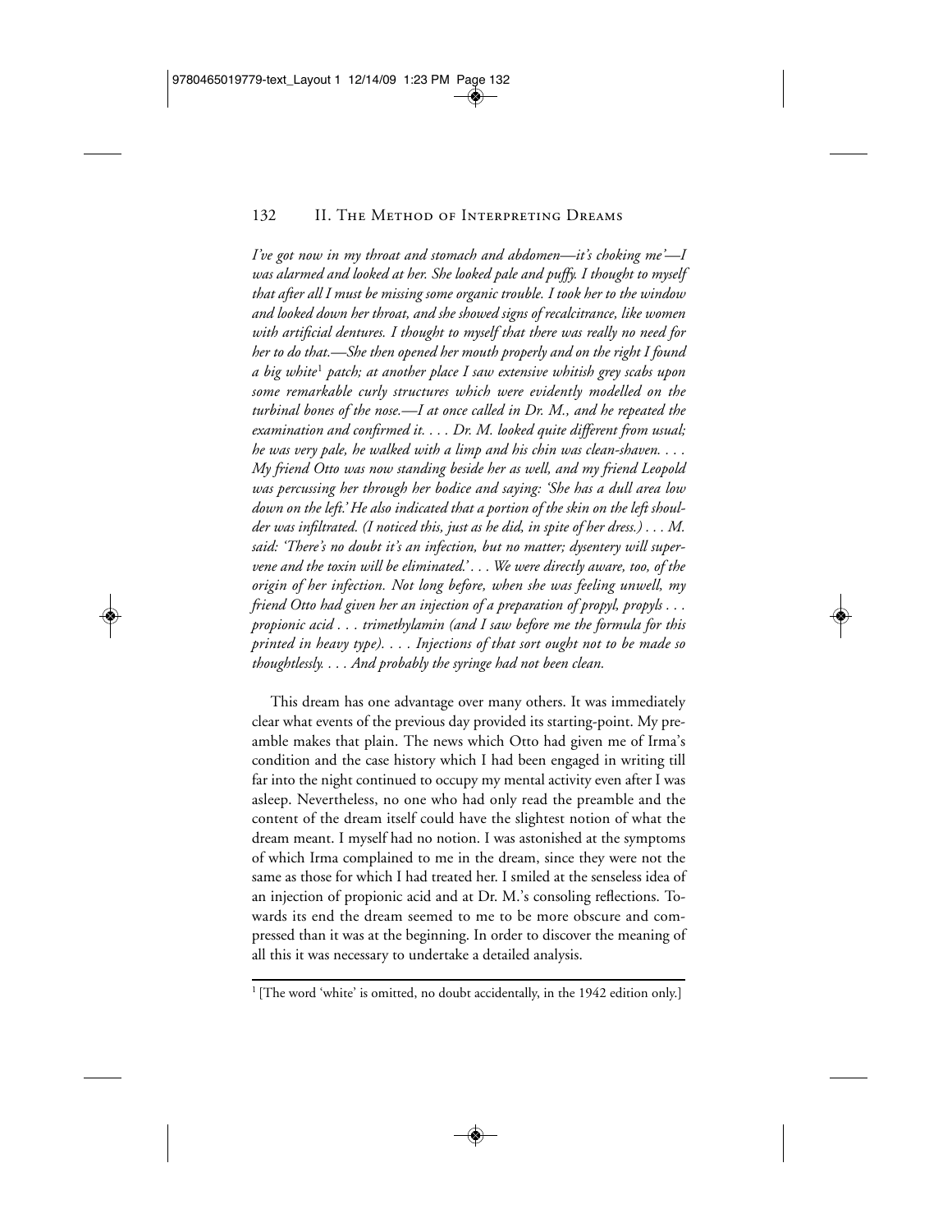*I've got now in my throat and stomach and abdomen—it's choking me'—I was alarmed and looked at her. She looked pale and puffy. I thought to myself that after all I must be missing some organic trouble. I took her to the window and looked down her throat, and she showed signs of recalcitrance, like women with artificial dentures. I thought to myself that there was really no need for her to do that.—She then opened her mouth properly and on the right I found a big white*[1] *patch; at another place I saw extensive whitish grey scabs upon some remarkable curly structures which were evidently modelled on the turbinal bones of the nose.—I at once called in Dr. M., and he repeated the examination and confirmed it. . . . Dr. M. looked quite different from usual; he was very pale, he walked with a limp and his chin was clean-shaven. . . . My friend Otto was now standing beside her as well, and my friend Leopold was percussing her through her bodice and saying: 'She has a dull area low down on the left.' He also indicated that a portion of the skin on the left shoulder was infiltrated. (I noticed this, just as he did, in spite of her dress.) . . . M. said: 'There's no doubt it's an infection, but no matter; dysentery will supervene and the toxin will be eliminated.' . . . We were directly aware, too, of the origin of her infection. Not long before, when she was feeling unwell, my friend Otto had given her an injection of a preparation of propyl, propyls . . . propionic acid . . . trimethylamin (and I saw before me the formula for this printed in heavy type). . . . Injections of that sort ought not to be made so thoughtlessly. . . . And probably the syringe had not been clean.*

This dream has one advantage over many others. It was immediately clear what events of the previous day provided its starting-point. My preamble makes that plain. The news which Otto had given me of Irma's condition and the case history which I had been engaged in writing till far into the night continued to occupy my mental activity even after I was asleep. Nevertheless, no one who had only read the preamble and the content of the dream itself could have the slightest notion of what the dream meant. I myself had no notion. I was astonished at the symptoms of which Irma complained to me in the dream, since they were not the same as those for which I had treated her. I smiled at the senseless idea of an injection of propionic acid and at Dr. M.'s consoling reflections. Towards its end the dream seemed to me to be more obscure and compressed than it was at the beginning. In order to discover the meaning of all this it was necessary to undertake a detailed analysis.

[1] [The word 'white' is omitted, no doubt accidentally, in the 1942 edition only.]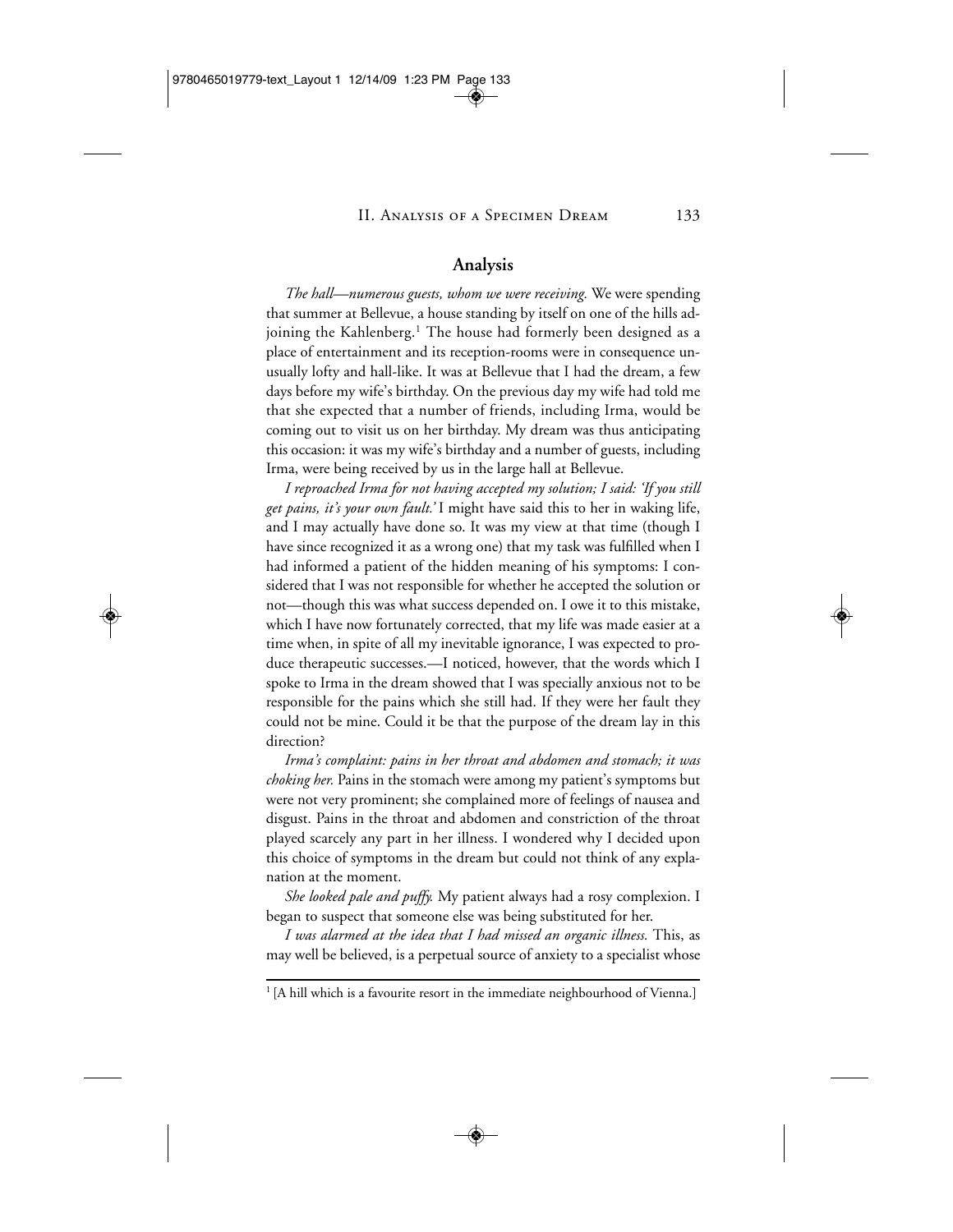## Analysis

*The hall—numerous guests, whom we were receiving.* We were spending that summer at Bellevue, a house standing by itself on one of the hills adjoining the Kahlenberg.[1] The house had formerly been designed as a place of entertainment and its reception-rooms were in consequence unusually lofty and hall-like. It was at Bellevue that I had the dream, a few days before my wife's birthday. On the previous day my wife had told me that she expected that a number of friends, including Irma, would be coming out to visit us on her birthday. My dream was thus anticipating this occasion: it was my wife's birthday and a number of guests, including Irma, were being received by us in the large hall at Bellevue.

*I reproached Irma for not having accepted my solution; I said: 'If you still get pains, it's your own fault.'* I might have said this to her in waking life, and I may actually have done so. It was my view at that time (though I have since recognized it as a wrong one) that my task was fulfilled when I had informed a patient of the hidden meaning of his symptoms: I considered that I was not responsible for whether he accepted the solution or not—though this was what success depended on. I owe it to this mistake, which I have now fortunately corrected, that my life was made easier at a time when, in spite of all my inevitable ignorance, I was expected to produce therapeutic successes.—I noticed, however, that the words which I spoke to Irma in the dream showed that I was specially anxious not to be responsible for the pains which she still had. If they were her fault they could not be mine. Could it be that the purpose of the dream lay in this direction?

*Irma's complaint: pains in her throat and abdomen and stomach; it was choking her.* Pains in the stomach were among my patient's symptoms but were not very prominent; she complained more of feelings of nausea and disgust. Pains in the throat and abdomen and constriction of the throat played scarcely any part in her illness. I wondered why I decided upon this choice of symptoms in the dream but could not think of any explanation at the moment.

*She looked pale and puffy.* My patient always had a rosy complexion. I began to suspect that someone else was being substituted for her.

*I was alarmed at the idea that I had missed an organic illness.* This, as may well be believed, is a perpetual source of anxiety to a specialist whose

[1] [A hill which is a favourite resort in the immediate neighbourhood of Vienna.]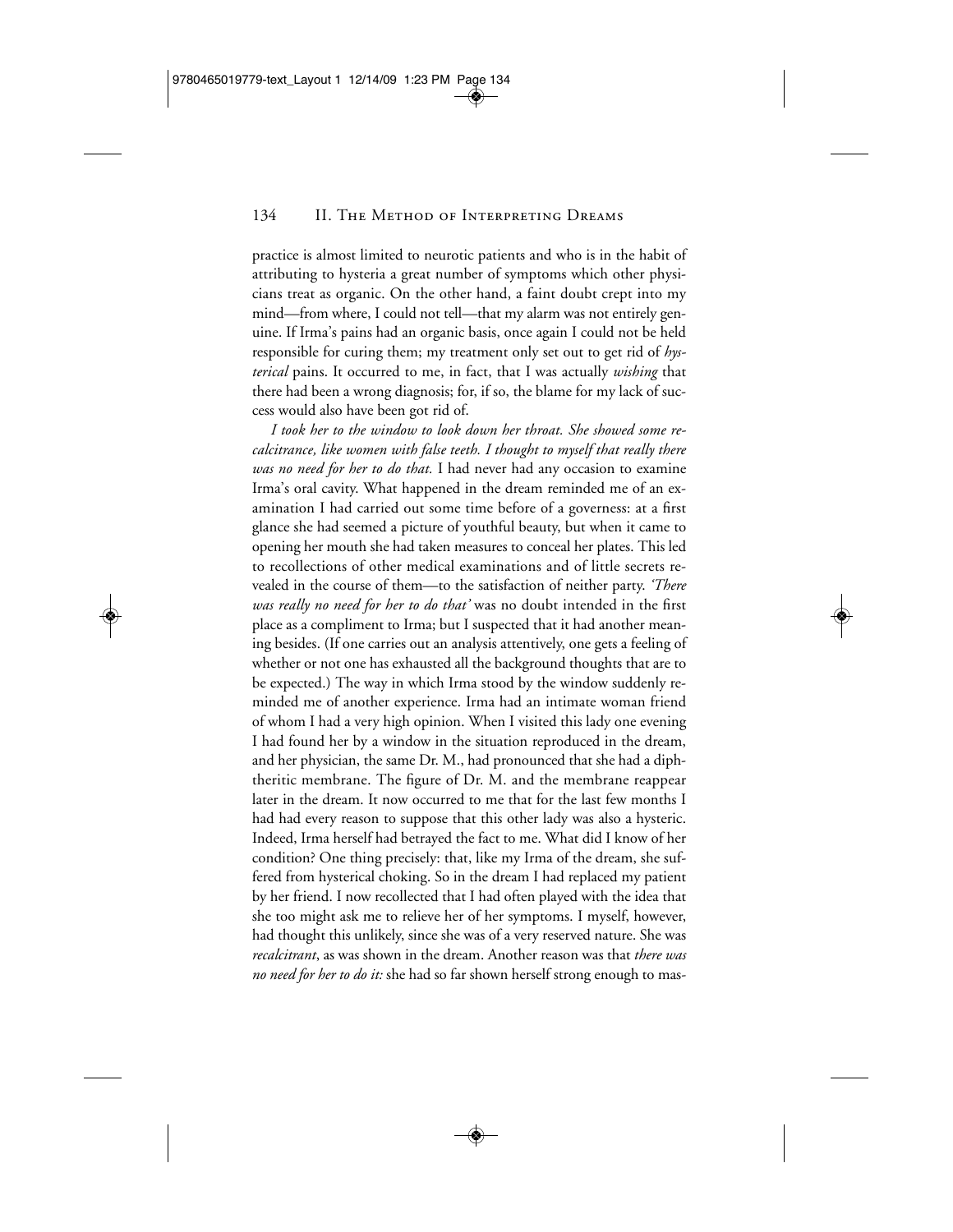practice is almost limited to neurotic patients and who is in the habit of attributing to hysteria a great number of symptoms which other physicians treat as organic. On the other hand, a faint doubt crept into my mind—from where, I could not tell—that my alarm was not entirely genuine. If Irma's pains had an organic basis, once again I could not be held responsible for curing them; my treatment only set out to get rid of *hysterical* pains. It occurred to me, in fact, that I was actually *wishing* that there had been a wrong diagnosis; for, if so, the blame for my lack of success would also have been got rid of.

*I took her to the window to look down her throat. She showed some recalcitrance, like women with false teeth. I thought to myself that really there was no need for her to do that.* I had never had any occasion to examine Irma's oral cavity. What happened in the dream reminded me of an examination I had carried out some time before of a governess: at a first glance she had seemed a picture of youthful beauty, but when it came to opening her mouth she had taken measures to conceal her plates. This led to recollections of other medical examinations and of little secrets revealed in the course of them—to the satisfaction of neither party. *'There was really no need for her to do that'* was no doubt intended in the first place as a compliment to Irma; but I suspected that it had another meaning besides. (If one carries out an analysis attentively, one gets a feeling of whether or not one has exhausted all the background thoughts that are to be expected.) The way in which Irma stood by the window suddenly reminded me of another experience. Irma had an intimate woman friend of whom I had a very high opinion. When I visited this lady one evening I had found her by a window in the situation reproduced in the dream, and her physician, the same Dr. M., had pronounced that she had a diphtheritic membrane. The figure of Dr. M. and the membrane reappear later in the dream. It now occurred to me that for the last few months I had had every reason to suppose that this other lady was also a hysteric. Indeed, Irma herself had betrayed the fact to me. What did I know of her condition? One thing precisely: that, like my Irma of the dream, she suffered from hysterical choking. So in the dream I had replaced my patient by her friend. I now recollected that I had often played with the idea that she too might ask me to relieve her of her symptoms. I myself, however, had thought this unlikely, since she was of a very reserved nature. She was *recalcitrant*, as was shown in the dream. Another reason was that *there was no need for her to do it:* she had so far shown herself strong enough to mas-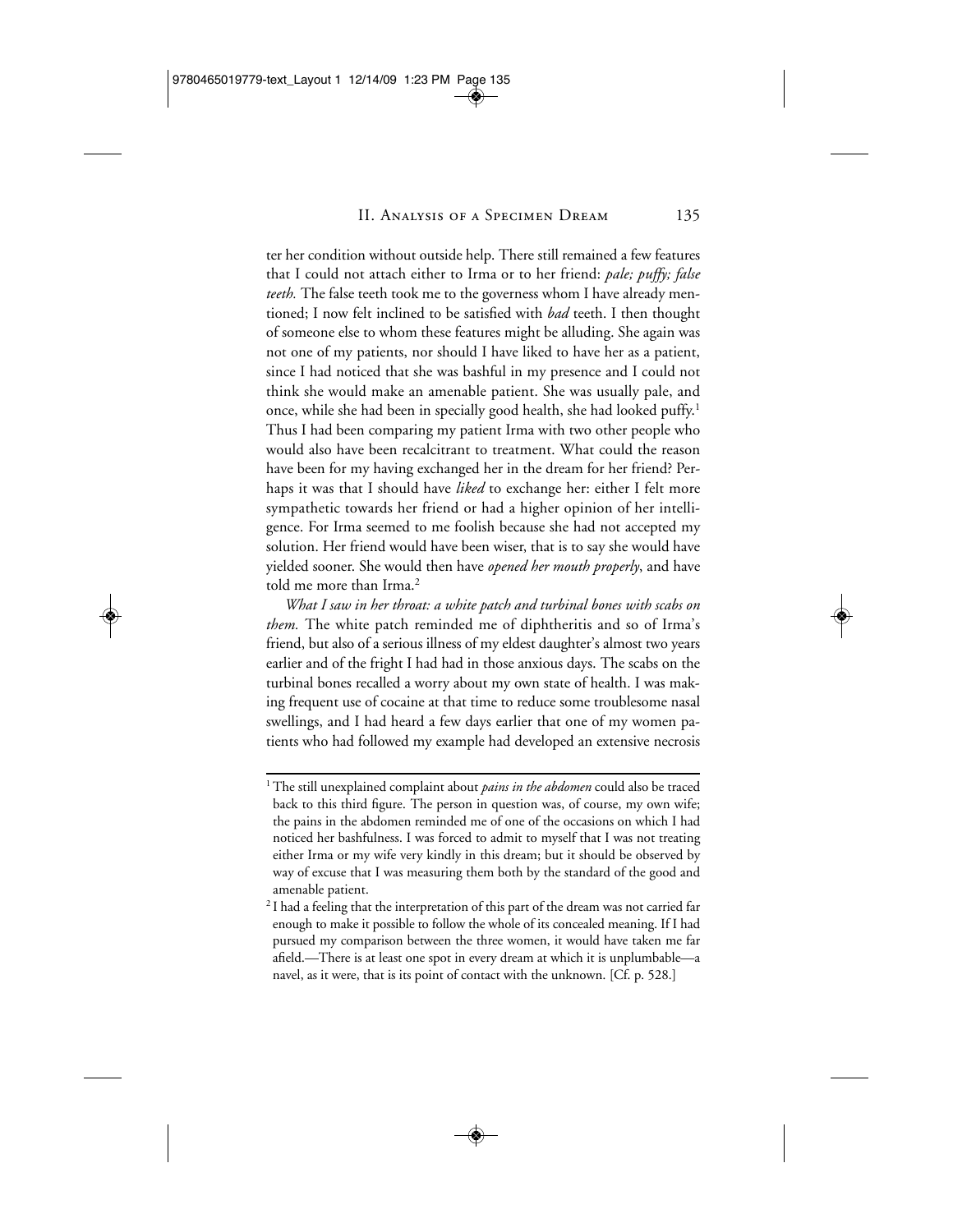ter her condition without outside help. There still remained a few features that I could not attach either to Irma or to her friend: *pale; puffy; false teeth.* The false teeth took me to the governess whom I have already mentioned; I now felt inclined to be satisfied with *bad* teeth. I then thought of someone else to whom these features might be alluding. She again was not one of my patients, nor should I have liked to have her as a patient, since I had noticed that she was bashful in my presence and I could not think she would make an amenable patient. She was usually pale, and once, while she had been in specially good health, she had looked puffy.[1] Thus I had been comparing my patient Irma with two other people who would also have been recalcitrant to treatment. What could the reason have been for my having exchanged her in the dream for her friend? Perhaps it was that I should have *liked* to exchange her: either I felt more sympathetic towards her friend or had a higher opinion of her intelligence. For Irma seemed to me foolish because she had not accepted my solution. Her friend would have been wiser, that is to say she would have yielded sooner. She would then have *opened her mouth properly*, and have told me more than Irma.[2]

*What I saw in her throat: a white patch and turbinal bones with scabs on them.* The white patch reminded me of diphtheritis and so of Irma's friend, but also of a serious illness of my eldest daughter's almost two years earlier and of the fright I had had in those anxious days. The scabs on the turbinal bones recalled a worry about my own state of health. I was making frequent use of cocaine at that time to reduce some troublesome nasal swellings, and I had heard a few days earlier that one of my women patients who had followed my example had developed an extensive necrosis

---

[1] The still unexplained complaint about *pains in the abdomen* could also be traced back to this third figure. The person in question was, of course, my own wife; the pains in the abdomen reminded me of one of the occasions on which I had noticed her bashfulness. I was forced to admit to myself that I was not treating either Irma or my wife very kindly in this dream; but it should be observed by way of excuse that I was measuring them both by the standard of the good and amenable patient.

[2] I had a feeling that the interpretation of this part of the dream was not carried far enough to make it possible to follow the whole of its concealed meaning. If I had pursued my comparison between the three women, it would have taken me far afield.—There is at least one spot in every dream at which it is unplumbable—a navel, as it were, that is its point of contact with the unknown. [Cf. p. 528.]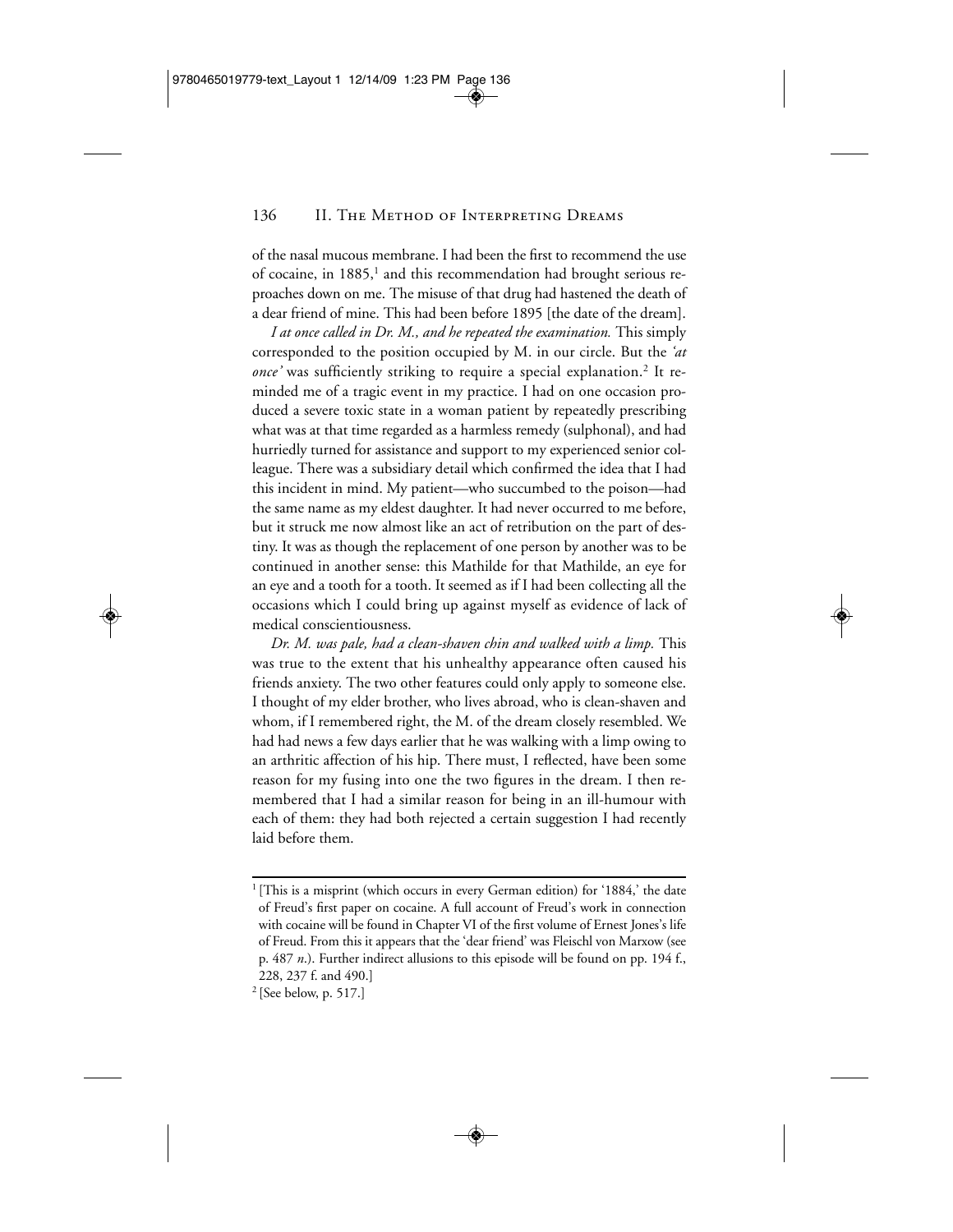of the nasal mucous membrane. I had been the first to recommend the use of cocaine, in 1885,[1] and this recommendation had brought serious reproaches down on me. The misuse of that drug had hastened the death of a dear friend of mine. This had been before 1895 [the date of the dream].

*I at once called in Dr. M., and he repeated the examination.* This simply corresponded to the position occupied by M. in our circle. But the *'at once'* was sufficiently striking to require a special explanation.[2] It reminded me of a tragic event in my practice. I had on one occasion produced a severe toxic state in a woman patient by repeatedly prescribing what was at that time regarded as a harmless remedy (sulphonal), and had hurriedly turned for assistance and support to my experienced senior colleague. There was a subsidiary detail which confirmed the idea that I had this incident in mind. My patient—who succumbed to the poison—had the same name as my eldest daughter. It had never occurred to me before, but it struck me now almost like an act of retribution on the part of destiny. It was as though the replacement of one person by another was to be continued in another sense: this Mathilde for that Mathilde, an eye for an eye and a tooth for a tooth. It seemed as if I had been collecting all the occasions which I could bring up against myself as evidence of lack of medical conscientiousness.

*Dr. M. was pale, had a clean-shaven chin and walked with a limp.* This was true to the extent that his unhealthy appearance often caused his friends anxiety. The two other features could only apply to someone else. I thought of my elder brother, who lives abroad, who is clean-shaven and whom, if I remembered right, the M. of the dream closely resembled. We had had news a few days earlier that he was walking with a limp owing to an arthritic affection of his hip. There must, I reflected, have been some reason for my fusing into one the two figures in the dream. I then remembered that I had a similar reason for being in an ill-humour with each of them: they had both rejected a certain suggestion I had recently laid before them.

---

[1] [This is a misprint (which occurs in every German edition) for '1884,' the date of Freud's first paper on cocaine. A full account of Freud's work in connection with cocaine will be found in Chapter VI of the first volume of Ernest Jones's life of Freud. From this it appears that the 'dear friend' was Fleischl von Marxow (see p. 487 *n*.). Further indirect allusions to this episode will be found on pp. 194 f., 228, 237 f. and 490.]

[2] [See below, p. 517.]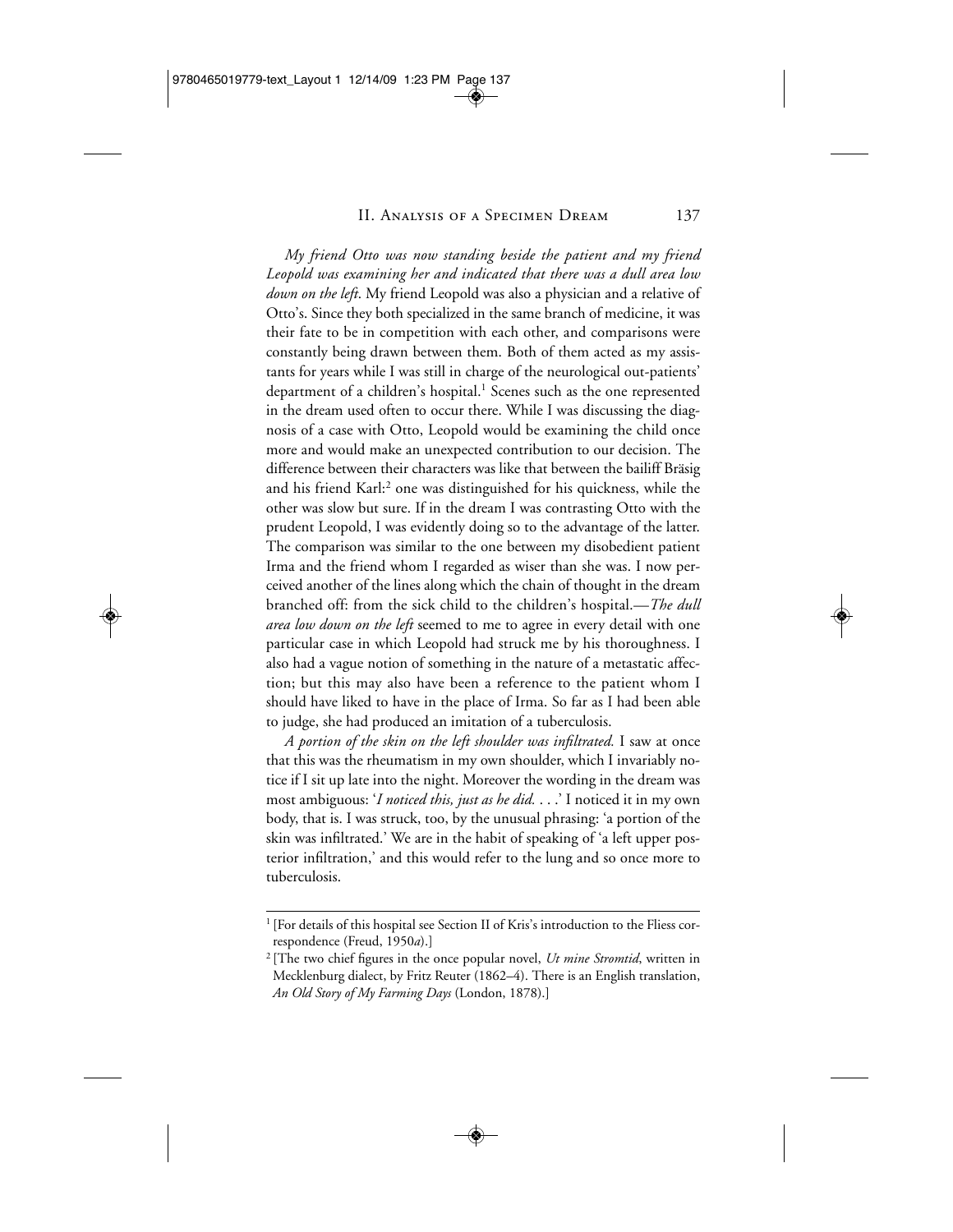*My friend Otto was now standing beside the patient and my friend Leopold was examining her and indicated that there was a dull area low down on the left.* My friend Leopold was also a physician and a relative of Otto's. Since they both specialized in the same branch of medicine, it was their fate to be in competition with each other, and comparisons were constantly being drawn between them. Both of them acted as my assistants for years while I was still in charge of the neurological out-patients' department of a children's hospital.[1] Scenes such as the one represented in the dream used often to occur there. While I was discussing the diagnosis of a case with Otto, Leopold would be examining the child once more and would make an unexpected contribution to our decision. The difference between their characters was like that between the bailiff Bräsig and his friend Karl:[2] one was distinguished for his quickness, while the other was slow but sure. If in the dream I was contrasting Otto with the prudent Leopold, I was evidently doing so to the advantage of the latter. The comparison was similar to the one between my disobedient patient Irma and the friend whom I regarded as wiser than she was. I now perceived another of the lines along which the chain of thought in the dream branched off: from the sick child to the children's hospital.—*The dull area low down on the left* seemed to me to agree in every detail with one particular case in which Leopold had struck me by his thoroughness. I also had a vague notion of something in the nature of a metastatic affection; but this may also have been a reference to the patient whom I should have liked to have in the place of Irma. So far as I had been able to judge, she had produced an imitation of a tuberculosis.

*A portion of the skin on the left shoulder was infiltrated.* I saw at once that this was the rheumatism in my own shoulder, which I invariably notice if I sit up late into the night. Moreover the wording in the dream was most ambiguous: '*I noticed this, just as he did.* . . .' I noticed it in my own body, that is. I was struck, too, by the unusual phrasing: 'a portion of the skin was infiltrated.' We are in the habit of speaking of 'a left upper posterior infiltration,' and this would refer to the lung and so once more to tuberculosis.

---

[1] [For details of this hospital see Section II of Kris's introduction to the Fliess correspondence (Freud, 1950*a*).]

[2] [The two chief figures in the once popular novel, *Ut mine Stromtid*, written in Mecklenburg dialect, by Fritz Reuter (1862–4). There is an English translation, *An Old Story of My Farming Days* (London, 1878).]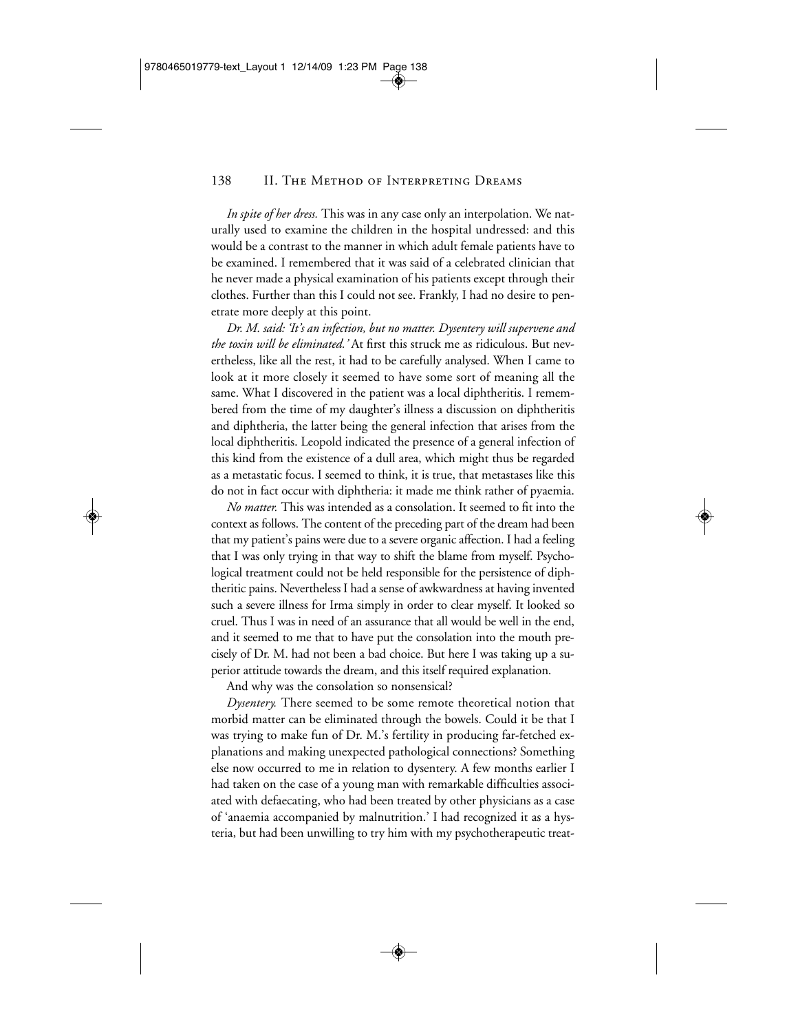*In spite of her dress.* This was in any case only an interpolation. We naturally used to examine the children in the hospital undressed: and this would be a contrast to the manner in which adult female patients have to be examined. I remembered that it was said of a celebrated clinician that he never made a physical examination of his patients except through their clothes. Further than this I could not see. Frankly, I had no desire to penetrate more deeply at this point.

*Dr. M. said: 'It's an infection, but no matter. Dysentery will supervene and the toxin will be eliminated.'* At first this struck me as ridiculous. But nevertheless, like all the rest, it had to be carefully analysed. When I came to look at it more closely it seemed to have some sort of meaning all the same. What I discovered in the patient was a local diphtheritis. I remembered from the time of my daughter's illness a discussion on diphtheritis and diphtheria, the latter being the general infection that arises from the local diphtheritis. Leopold indicated the presence of a general infection of this kind from the existence of a dull area, which might thus be regarded as a metastatic focus. I seemed to think, it is true, that metastases like this do not in fact occur with diphtheria: it made me think rather of pyaemia.

*No matter.* This was intended as a consolation. It seemed to fit into the context as follows. The content of the preceding part of the dream had been that my patient's pains were due to a severe organic affection. I had a feeling that I was only trying in that way to shift the blame from myself. Psychological treatment could not be held responsible for the persistence of diphtheritic pains. Nevertheless I had a sense of awkwardness at having invented such a severe illness for Irma simply in order to clear myself. It looked so cruel. Thus I was in need of an assurance that all would be well in the end, and it seemed to me that to have put the consolation into the mouth precisely of Dr. M. had not been a bad choice. But here I was taking up a superior attitude towards the dream, and this itself required explanation.

And why was the consolation so nonsensical?

*Dysentery.* There seemed to be some remote theoretical notion that morbid matter can be eliminated through the bowels. Could it be that I was trying to make fun of Dr. M.'s fertility in producing far-fetched explanations and making unexpected pathological connections? Something else now occurred to me in relation to dysentery. A few months earlier I had taken on the case of a young man with remarkable difficulties associated with defaecating, who had been treated by other physicians as a case of 'anaemia accompanied by malnutrition.' I had recognized it as a hysteria, but had been unwilling to try him with my psychotherapeutic treat-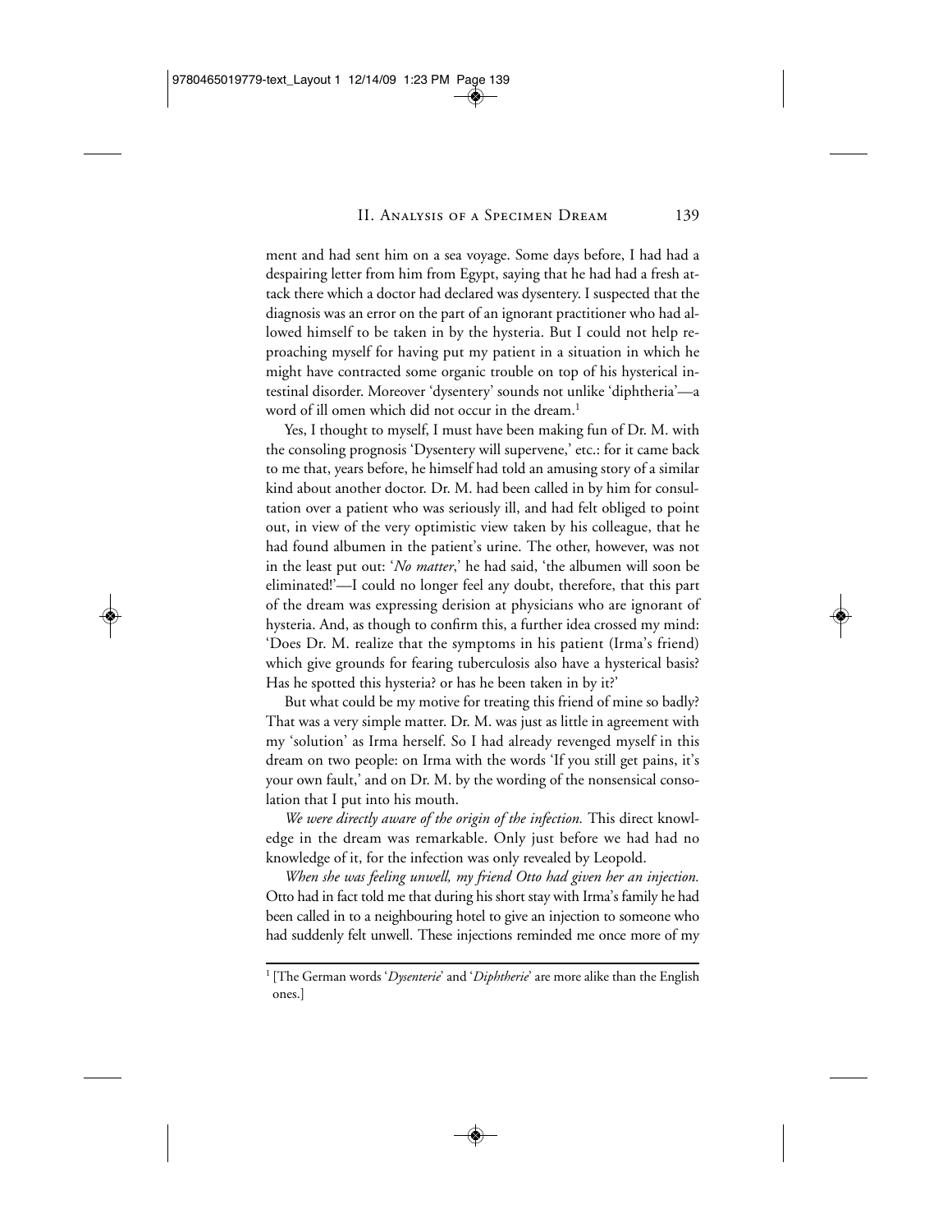ment and had sent him on a sea voyage. Some days before, I had had a despairing letter from him from Egypt, saying that he had had a fresh attack there which a doctor had declared was dysentery. I suspected that the diagnosis was an error on the part of an ignorant practitioner who had allowed himself to be taken in by the hysteria. But I could not help reproaching myself for having put my patient in a situation in which he might have contracted some organic trouble on top of his hysterical intestinal disorder. Moreover 'dysentery' sounds not unlike 'diphtheria'—a word of ill omen which did not occur in the dream.[1]

Yes, I thought to myself, I must have been making fun of Dr. M. with the consoling prognosis 'Dysentery will supervene,' etc.: for it came back to me that, years before, he himself had told an amusing story of a similar kind about another doctor. Dr. M. had been called in by him for consultation over a patient who was seriously ill, and had felt obliged to point out, in view of the very optimistic view taken by his colleague, that he had found albumen in the patient's urine. The other, however, was not in the least put out: '*No matter*,' he had said, 'the albumen will soon be eliminated!'—I could no longer feel any doubt, therefore, that this part of the dream was expressing derision at physicians who are ignorant of hysteria. And, as though to confirm this, a further idea crossed my mind: 'Does Dr. M. realize that the symptoms in his patient (Irma's friend) which give grounds for fearing tuberculosis also have a hysterical basis? Has he spotted this hysteria? or has he been taken in by it?'

But what could be my motive for treating this friend of mine so badly? That was a very simple matter. Dr. M. was just as little in agreement with my 'solution' as Irma herself. So I had already revenged myself in this dream on two people: on Irma with the words 'If you still get pains, it's your own fault,' and on Dr. M. by the wording of the nonsensical consolation that I put into his mouth.

*We were directly aware of the origin of the infection.* This direct knowledge in the dream was remarkable. Only just before we had had no knowledge of it, for the infection was only revealed by Leopold.

*When she was feeling unwell, my friend Otto had given her an injection.* Otto had in fact told me that during his short stay with Irma's family he had been called in to a neighbouring hotel to give an injection to someone who had suddenly felt unwell. These injections reminded me once more of my

[1] [The German words '*Dysenterie*' and '*Diphtherie*' are more alike than the English ones.]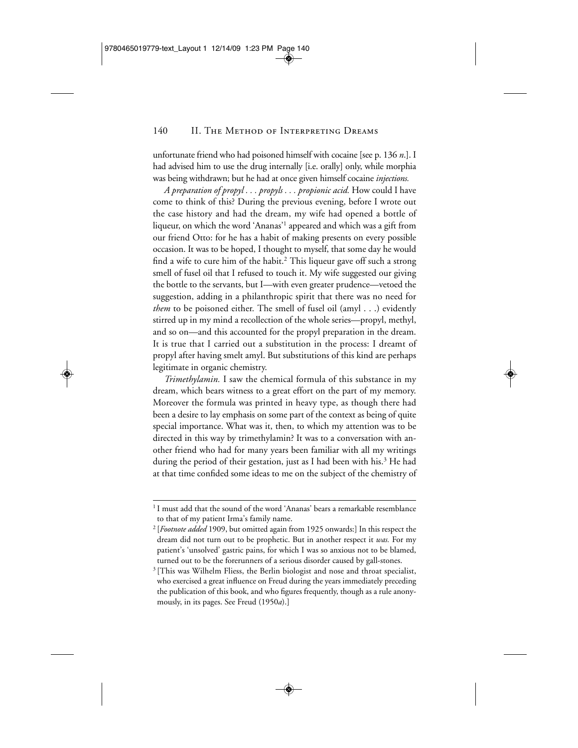unfortunate friend who had poisoned himself with cocaine [see p. 136 *n*.]. I had advised him to use the drug internally [i.e. orally] only, while morphia was being withdrawn; but he had at once given himself cocaine *injections.*

*A preparation of propyl . . . propyls . . . propionic acid.* How could I have come to think of this? During the previous evening, before I wrote out the case history and had the dream, my wife had opened a bottle of liqueur, on which the word 'Ananas'[1] appeared and which was a gift from our friend Otto: for he has a habit of making presents on every possible occasion. It was to be hoped, I thought to myself, that some day he would find a wife to cure him of the habit.[2] This liqueur gave off such a strong smell of fusel oil that I refused to touch it. My wife suggested our giving the bottle to the servants, but I—with even greater prudence—vetoed the suggestion, adding in a philanthropic spirit that there was no need for *them* to be poisoned either. The smell of fusel oil (amyl . . .) evidently stirred up in my mind a recollection of the whole series—propyl, methyl, and so on—and this accounted for the propyl preparation in the dream. It is true that I carried out a substitution in the process: I dreamt of propyl after having smelt amyl. But substitutions of this kind are perhaps legitimate in organic chemistry.

*Trimethylamin.* I saw the chemical formula of this substance in my dream, which bears witness to a great effort on the part of my memory. Moreover the formula was printed in heavy type, as though there had been a desire to lay emphasis on some part of the context as being of quite special importance. What was it, then, to which my attention was to be directed in this way by trimethylamin? It was to a conversation with another friend who had for many years been familiar with all my writings during the period of their gestation, just as I had been with his.[3] He had at that time confided some ideas to me on the subject of the chemistry of

---

[1] I must add that the sound of the word 'Ananas' bears a remarkable resemblance to that of my patient Irma's family name.

[2] [*Footnote added* 1909, but omitted again from 1925 onwards:] In this respect the dream did not turn out to be prophetic. But in another respect it *was.* For my patient's 'unsolved' gastric pains, for which I was so anxious not to be blamed, turned out to be the forerunners of a serious disorder caused by gall-stones.

[3] [This was Wilhelm Fliess, the Berlin biologist and nose and throat specialist, who exercised a great influence on Freud during the years immediately preceding the publication of this book, and who figures frequently, though as a rule anonymously, in its pages. See Freud (1950*a*).]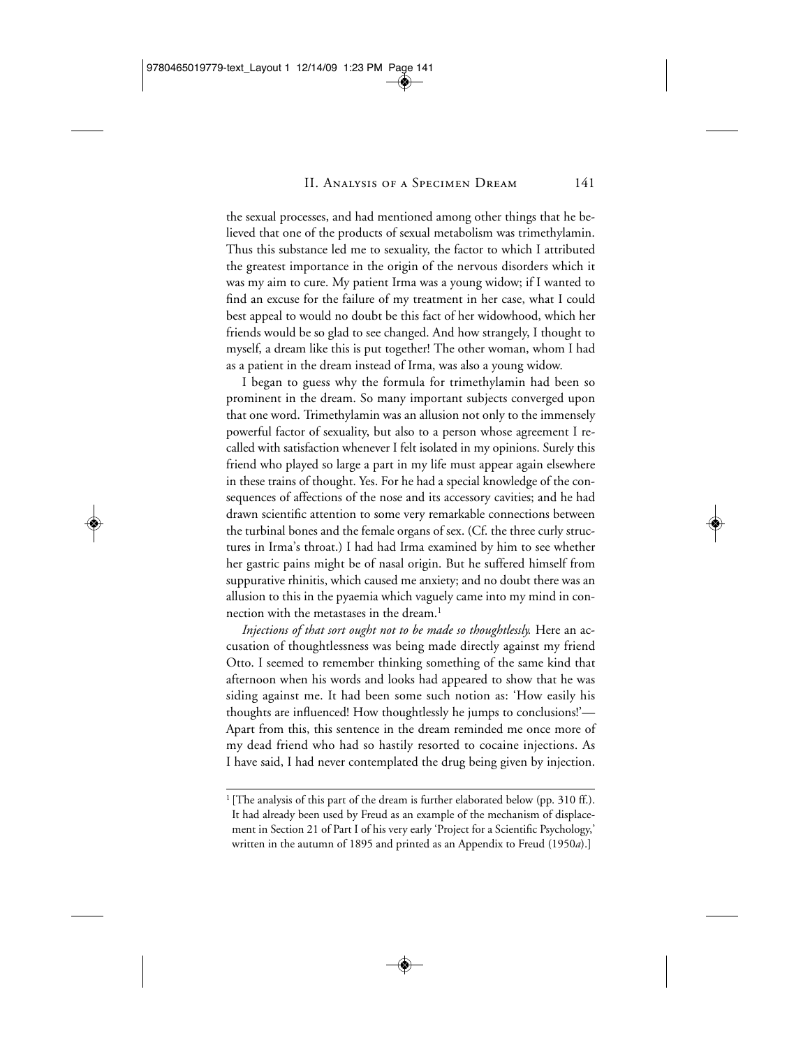the sexual processes, and had mentioned among other things that he believed that one of the products of sexual metabolism was trimethylamin. Thus this substance led me to sexuality, the factor to which I attributed the greatest importance in the origin of the nervous disorders which it was my aim to cure. My patient Irma was a young widow; if I wanted to find an excuse for the failure of my treatment in her case, what I could best appeal to would no doubt be this fact of her widowhood, which her friends would be so glad to see changed. And how strangely, I thought to myself, a dream like this is put together! The other woman, whom I had as a patient in the dream instead of Irma, was also a young widow.

I began to guess why the formula for trimethylamin had been so prominent in the dream. So many important subjects converged upon that one word. Trimethylamin was an allusion not only to the immensely powerful factor of sexuality, but also to a person whose agreement I recalled with satisfaction whenever I felt isolated in my opinions. Surely this friend who played so large a part in my life must appear again elsewhere in these trains of thought. Yes. For he had a special knowledge of the consequences of affections of the nose and its accessory cavities; and he had drawn scientific attention to some very remarkable connections between the turbinal bones and the female organs of sex. (Cf. the three curly structures in Irma's throat.) I had had Irma examined by him to see whether her gastric pains might be of nasal origin. But he suffered himself from suppurative rhinitis, which caused me anxiety; and no doubt there was an allusion to this in the pyaemia which vaguely came into my mind in connection with the metastases in the dream.[1]

*Injections of that sort ought not to be made so thoughtlessly.* Here an accusation of thoughtlessness was being made directly against my friend Otto. I seemed to remember thinking something of the same kind that afternoon when his words and looks had appeared to show that he was siding against me. It had been some such notion as: 'How easily his thoughts are influenced! How thoughtlessly he jumps to conclusions!'—Apart from this, this sentence in the dream reminded me once more of my dead friend who had so hastily resorted to cocaine injections. As I have said, I had never contemplated the drug being given by injection.

---

[1] [The analysis of this part of the dream is further elaborated below (pp. 310 ff.). It had already been used by Freud as an example of the mechanism of displacement in Section 21 of Part I of his very early 'Project for a Scientific Psychology,' written in the autumn of 1895 and printed as an Appendix to Freud (1950*a*).]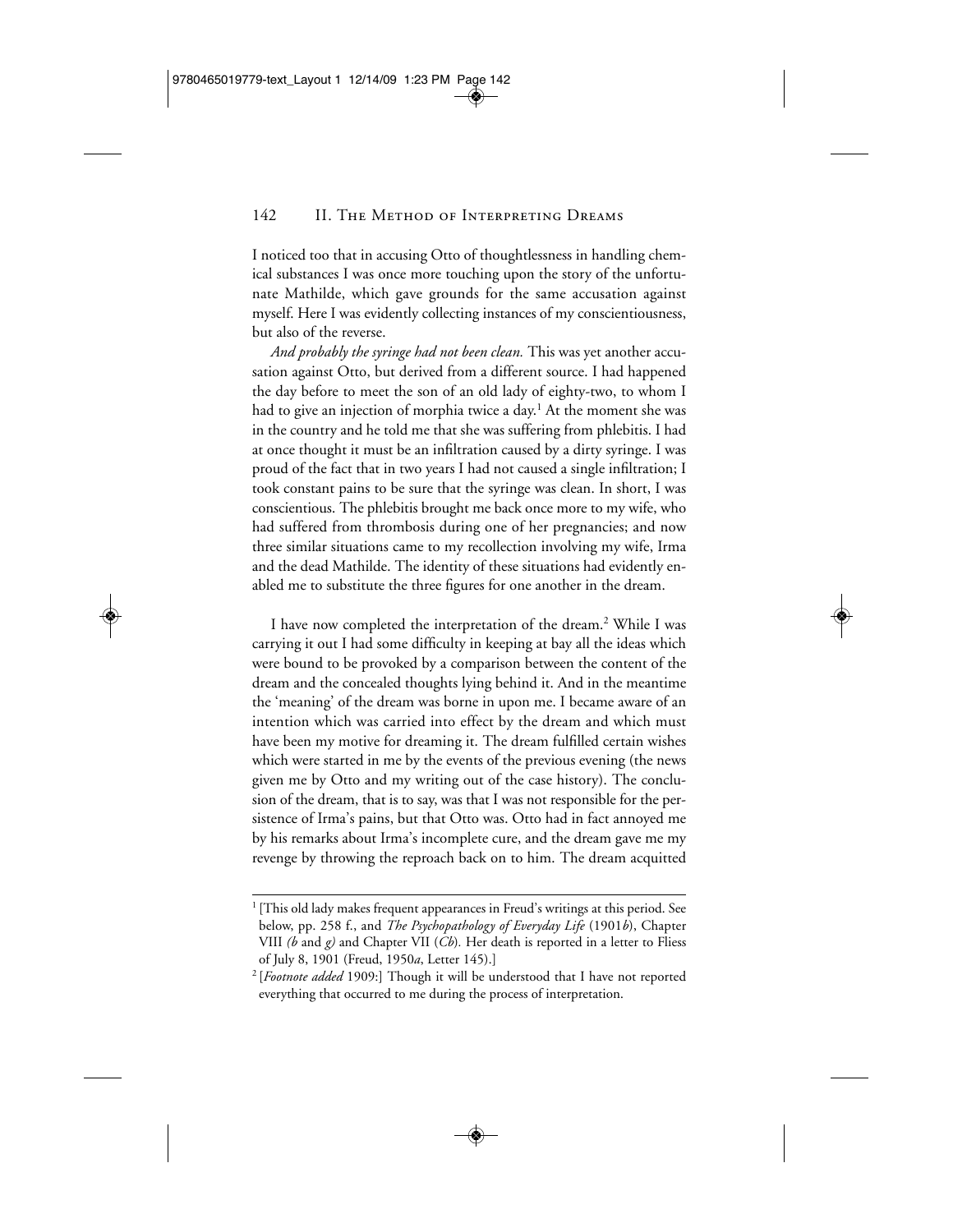I noticed too that in accusing Otto of thoughtlessness in handling chemical substances I was once more touching upon the story of the unfortunate Mathilde, which gave grounds for the same accusation against myself. Here I was evidently collecting instances of my conscientiousness, but also of the reverse.

*And probably the syringe had not been clean.* This was yet another accusation against Otto, but derived from a different source. I had happened the day before to meet the son of an old lady of eighty-two, to whom I had to give an injection of morphia twice a day.[1] At the moment she was in the country and he told me that she was suffering from phlebitis. I had at once thought it must be an infiltration caused by a dirty syringe. I was proud of the fact that in two years I had not caused a single infiltration; I took constant pains to be sure that the syringe was clean. In short, I was conscientious. The phlebitis brought me back once more to my wife, who had suffered from thrombosis during one of her pregnancies; and now three similar situations came to my recollection involving my wife, Irma and the dead Mathilde. The identity of these situations had evidently enabled me to substitute the three figures for one another in the dream.

I have now completed the interpretation of the dream.[2] While I was carrying it out I had some difficulty in keeping at bay all the ideas which were bound to be provoked by a comparison between the content of the dream and the concealed thoughts lying behind it. And in the meantime the 'meaning' of the dream was borne in upon me. I became aware of an intention which was carried into effect by the dream and which must have been my motive for dreaming it. The dream fulfilled certain wishes which were started in me by the events of the previous evening (the news given me by Otto and my writing out of the case history). The conclusion of the dream, that is to say, was that I was not responsible for the persistence of Irma's pains, but that Otto was. Otto had in fact annoyed me by his remarks about Irma's incomplete cure, and the dream gave me my revenge by throwing the reproach back on to him. The dream acquitted

---

[1] [This old lady makes frequent appearances in Freud's writings at this period. See below, pp. 258 f., and *The Psychopathology of Everyday Life* (1901*b*), Chapter VIII *(b* and *g)* and Chapter VII (*Cb*). Her death is reported in a letter to Fliess of July 8, 1901 (Freud, 1950*a*, Letter 145).]

[2] [*Footnote added* 1909:] Though it will be understood that I have not reported everything that occurred to me during the process of interpretation.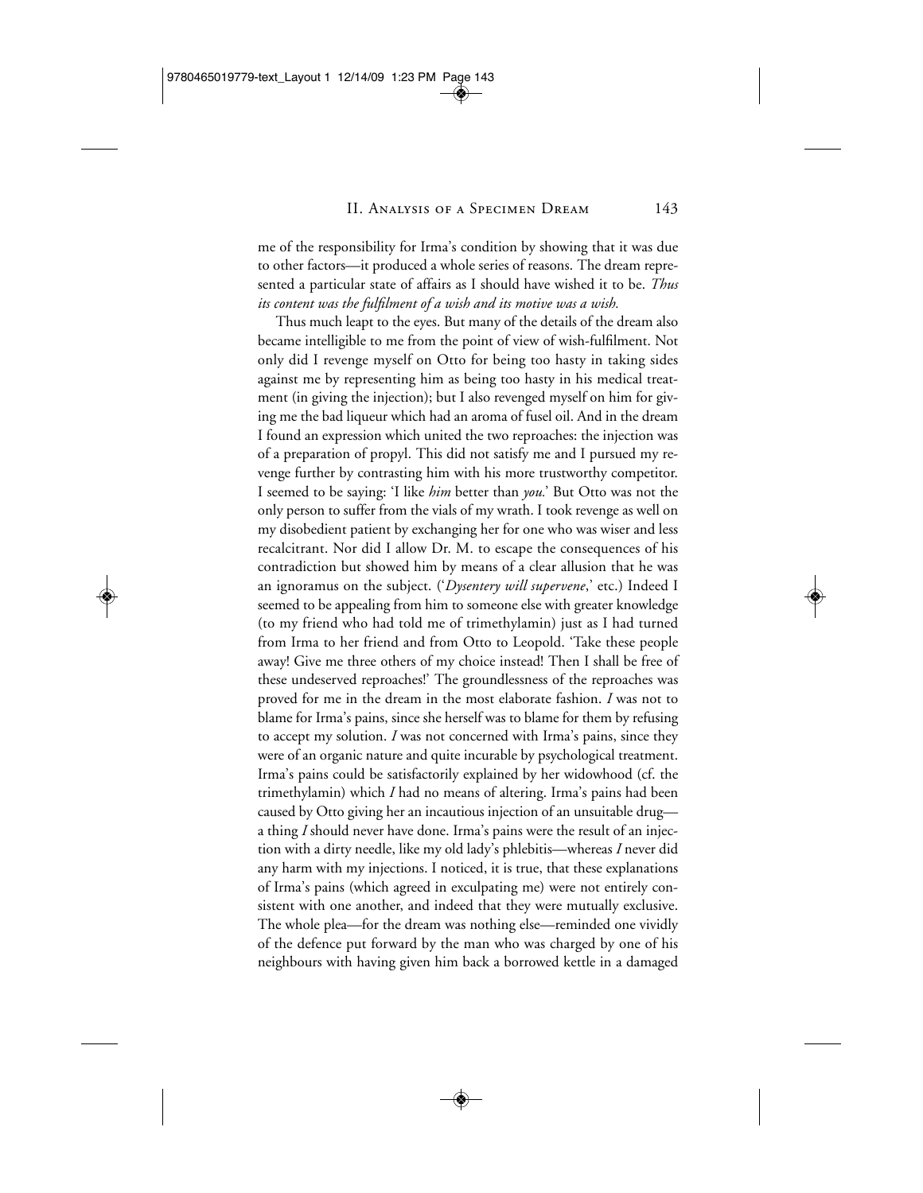me of the responsibility for Irma's condition by showing that it was due to other factors—it produced a whole series of reasons. The dream represented a particular state of affairs as I should have wished it to be. *Thus its content was the fulfilment of a wish and its motive was a wish.*

Thus much leapt to the eyes. But many of the details of the dream also became intelligible to me from the point of view of wish-fulfilment. Not only did I revenge myself on Otto for being too hasty in taking sides against me by representing him as being too hasty in his medical treatment (in giving the injection); but I also revenged myself on him for giving me the bad liqueur which had an aroma of fusel oil. And in the dream I found an expression which united the two reproaches: the injection was of a preparation of propyl. This did not satisfy me and I pursued my revenge further by contrasting him with his more trustworthy competitor. I seemed to be saying: 'I like *him* better than *you*.' But Otto was not the only person to suffer from the vials of my wrath. I took revenge as well on my disobedient patient by exchanging her for one who was wiser and less recalcitrant. Nor did I allow Dr. M. to escape the consequences of his contradiction but showed him by means of a clear allusion that he was an ignoramus on the subject. ('*Dysentery will supervene*,' etc.) Indeed I seemed to be appealing from him to someone else with greater knowledge (to my friend who had told me of trimethylamin) just as I had turned from Irma to her friend and from Otto to Leopold. 'Take these people away! Give me three others of my choice instead! Then I shall be free of these undeserved reproaches!' The groundlessness of the reproaches was proved for me in the dream in the most elaborate fashion. *I* was not to blame for Irma's pains, since she herself was to blame for them by refusing to accept my solution. *I* was not concerned with Irma's pains, since they were of an organic nature and quite incurable by psychological treatment. Irma's pains could be satisfactorily explained by her widowhood (cf. the trimethylamin) which *I* had no means of altering. Irma's pains had been caused by Otto giving her an incautious injection of an unsuitable drug—a thing *I* should never have done. Irma's pains were the result of an injection with a dirty needle, like my old lady's phlebitis—whereas *I* never did any harm with my injections. I noticed, it is true, that these explanations of Irma's pains (which agreed in exculpating me) were not entirely consistent with one another, and indeed that they were mutually exclusive. The whole plea—for the dream was nothing else—reminded one vividly of the defence put forward by the man who was charged by one of his neighbours with having given him back a borrowed kettle in a damaged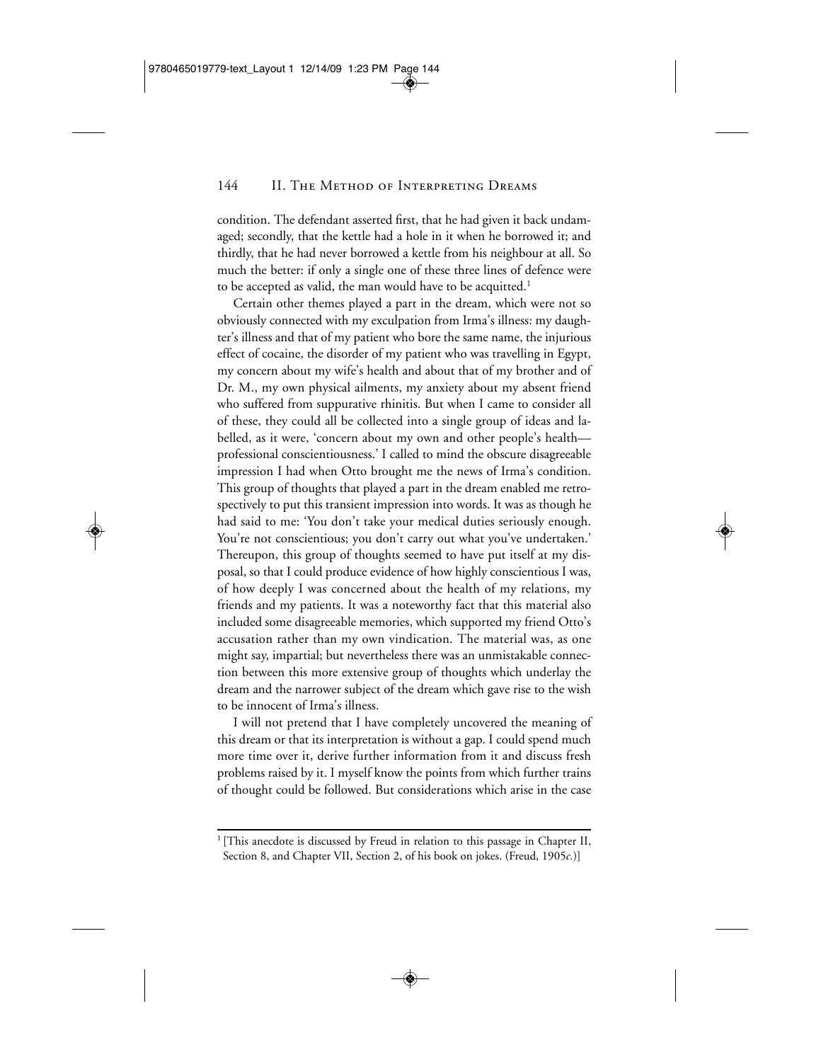condition. The defendant asserted first, that he had given it back undamaged; secondly, that the kettle had a hole in it when he borrowed it; and thirdly, that he had never borrowed a kettle from his neighbour at all. So much the better: if only a single one of these three lines of defence were to be accepted as valid, the man would have to be acquitted.[1]

Certain other themes played a part in the dream, which were not so obviously connected with my exculpation from Irma's illness: my daughter's illness and that of my patient who bore the same name, the injurious effect of cocaine, the disorder of my patient who was travelling in Egypt, my concern about my wife's health and about that of my brother and of Dr. M., my own physical ailments, my anxiety about my absent friend who suffered from suppurative rhinitis. But when I came to consider all of these, they could all be collected into a single group of ideas and labelled, as it were, 'concern about my own and other people's health—professional conscientiousness.' I called to mind the obscure disagreeable impression I had when Otto brought me the news of Irma's condition. This group of thoughts that played a part in the dream enabled me retrospectively to put this transient impression into words. It was as though he had said to me: 'You don't take your medical duties seriously enough. You're not conscientious; you don't carry out what you've undertaken.' Thereupon, this group of thoughts seemed to have put itself at my disposal, so that I could produce evidence of how highly conscientious I was, of how deeply I was concerned about the health of my relations, my friends and my patients. It was a noteworthy fact that this material also included some disagreeable memories, which supported my friend Otto's accusation rather than my own vindication. The material was, as one might say, impartial; but nevertheless there was an unmistakable connection between this more extensive group of thoughts which underlay the dream and the narrower subject of the dream which gave rise to the wish to be innocent of Irma's illness.

I will not pretend that I have completely uncovered the meaning of this dream or that its interpretation is without a gap. I could spend much more time over it, derive further information from it and discuss fresh problems raised by it. I myself know the points from which further trains of thought could be followed. But considerations which arise in the case

---

[1] [This anecdote is discussed by Freud in relation to this passage in Chapter II, Section 8, and Chapter VII, Section 2, of his book on jokes. (Freud, 1905*c*.)]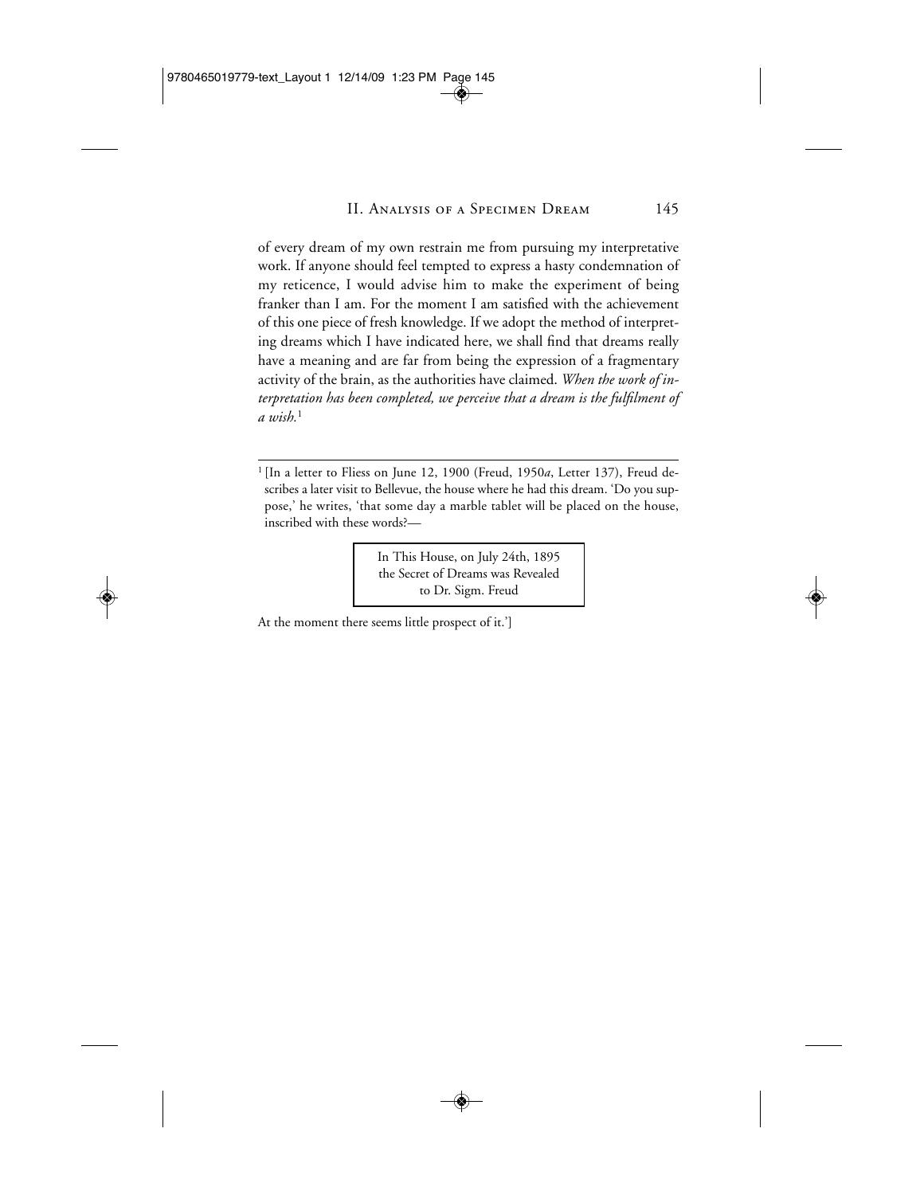of every dream of my own restrain me from pursuing my interpretative work. If anyone should feel tempted to express a hasty condemnation of my reticence, I would advise him to make the experiment of being franker than I am. For the moment I am satisfied with the achievement of this one piece of fresh knowledge. If we adopt the method of interpreting dreams which I have indicated here, we shall find that dreams really have a meaning and are far from being the expression of a fragmentary activity of the brain, as the authorities have claimed. *When the work of interpretation has been completed, we perceive that a dream is the fulfilment of a wish.*[1]

---

[1] [In a letter to Fliess on June 12, 1900 (Freud, 1950*a*, Letter 137), Freud describes a later visit to Bellevue, the house where he had this dream. 'Do you suppose,' he writes, 'that some day a marble tablet will be placed on the house, inscribed with these words?—

> In This House, on July 24th, 1895
> the Secret of Dreams was Revealed
> to Dr. Sigm. Freud

At the moment there seems little prospect of it.']